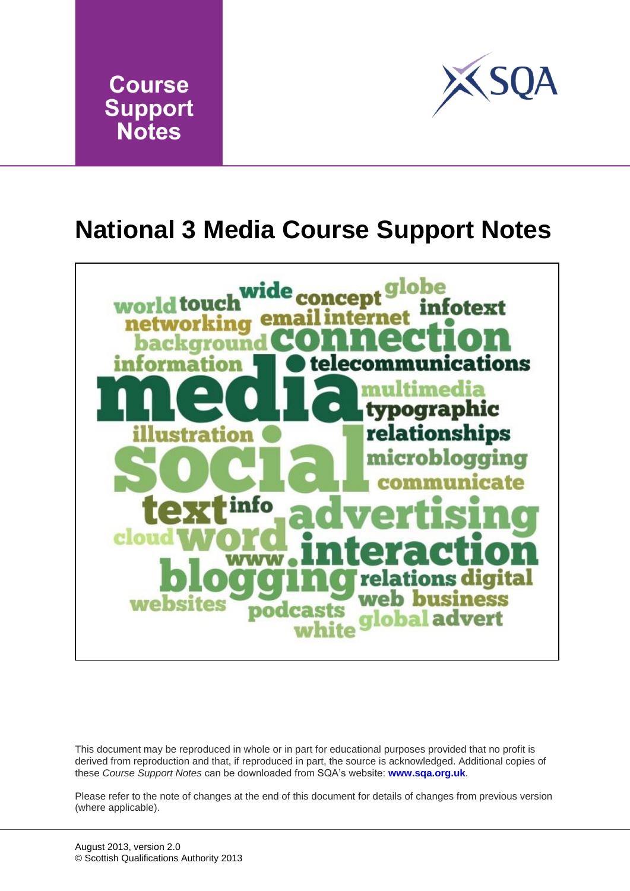Course Support Notes

# National 3 Media Course Support Notes

This document may be reproduced in whole or in part for educational purposes provided that no profit is derived from reproduction and that, if reproduced in part, the source is acknowledged. Additional copies of these *Course Support Notes* can be downloaded from SQA's website: **www.sqa.org.uk**.

Please refer to the note of changes at the end of this document for details of changes from previous version (where applicable).

August 2013, version 2.0
© Scottish Qualifications Authority 2013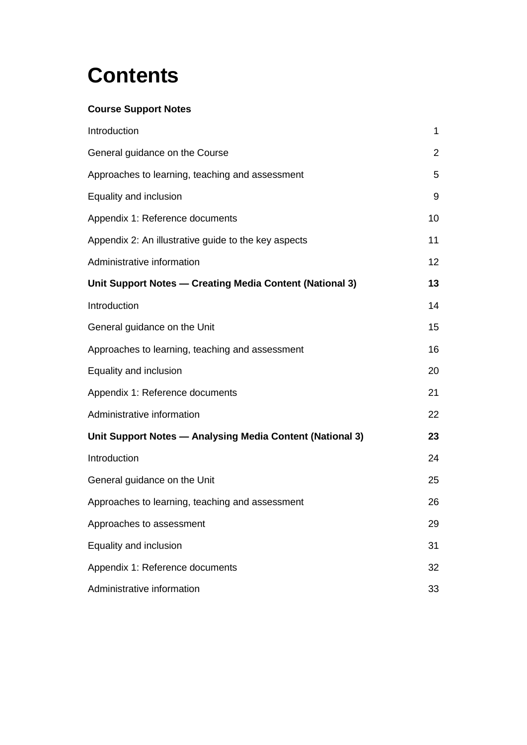# Contents

**Course Support Notes**

| | |
|---|---|
| Introduction | 1 |
| General guidance on the Course | 2 |
| Approaches to learning, teaching and assessment | 5 |
| Equality and inclusion | 9 |
| Appendix 1: Reference documents | 10 |
| Appendix 2: An illustrative guide to the key aspects | 11 |
| Administrative information | 12 |
| **Unit Support Notes — Creating Media Content (National 3)** | **13** |
| Introduction | 14 |
| General guidance on the Unit | 15 |
| Approaches to learning, teaching and assessment | 16 |
| Equality and inclusion | 20 |
| Appendix 1: Reference documents | 21 |
| Administrative information | 22 |
| **Unit Support Notes — Analysing Media Content (National 3)** | **23** |
| Introduction | 24 |
| General guidance on the Unit | 25 |
| Approaches to learning, teaching and assessment | 26 |
| Approaches to assessment | 29 |
| Equality and inclusion | 31 |
| Appendix 1: Reference documents | 32 |
| Administrative information | 33 |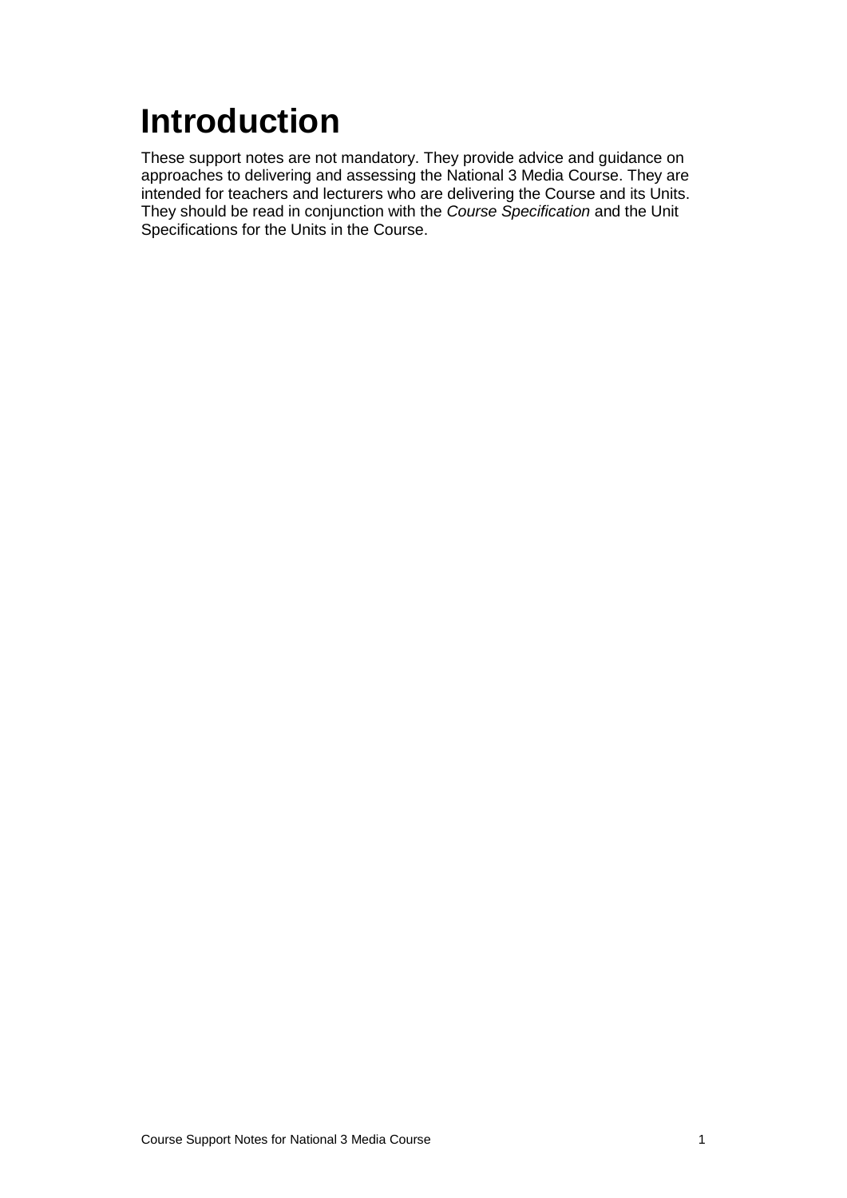# Introduction

These support notes are not mandatory. They provide advice and guidance on approaches to delivering and assessing the National 3 Media Course. They are intended for teachers and lecturers who are delivering the Course and its Units. They should be read in conjunction with the *Course Specification* and the Unit Specifications for the Units in the Course.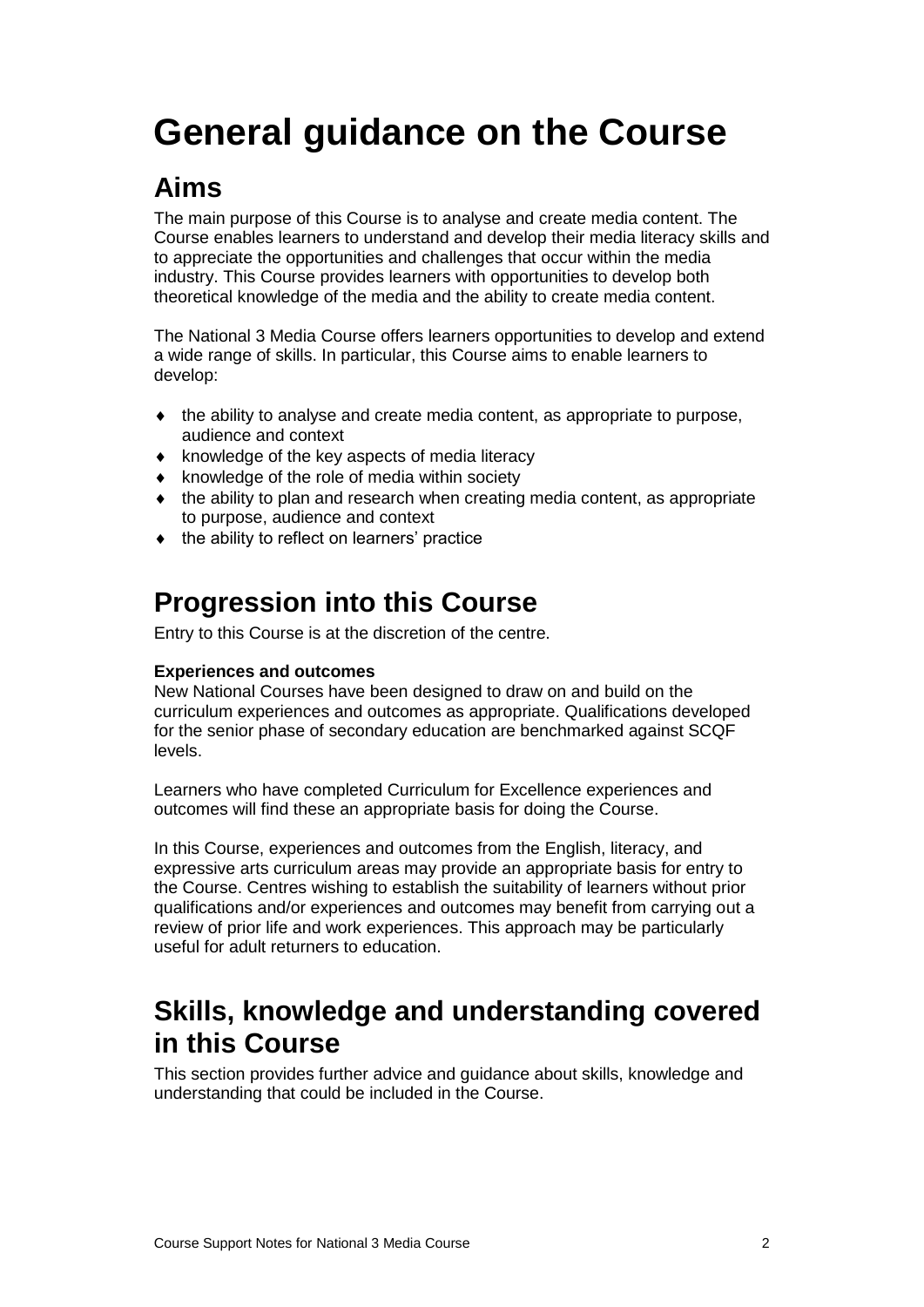# General guidance on the Course

## Aims

The main purpose of this Course is to analyse and create media content. The Course enables learners to understand and develop their media literacy skills and to appreciate the opportunities and challenges that occur within the media industry. This Course provides learners with opportunities to develop both theoretical knowledge of the media and the ability to create media content.

The National 3 Media Course offers learners opportunities to develop and extend a wide range of skills. In particular, this Course aims to enable learners to develop:

- the ability to analyse and create media content, as appropriate to purpose, audience and context
- knowledge of the key aspects of media literacy
- knowledge of the role of media within society
- the ability to plan and research when creating media content, as appropriate to purpose, audience and context
- the ability to reflect on learners' practice

## Progression into this Course

Entry to this Course is at the discretion of the centre.

**Experiences and outcomes**

New National Courses have been designed to draw on and build on the curriculum experiences and outcomes as appropriate. Qualifications developed for the senior phase of secondary education are benchmarked against SCQF levels.

Learners who have completed Curriculum for Excellence experiences and outcomes will find these an appropriate basis for doing the Course.

In this Course, experiences and outcomes from the English, literacy, and expressive arts curriculum areas may provide an appropriate basis for entry to the Course. Centres wishing to establish the suitability of learners without prior qualifications and/or experiences and outcomes may benefit from carrying out a review of prior life and work experiences. This approach may be particularly useful for adult returners to education.

## Skills, knowledge and understanding covered in this Course

This section provides further advice and guidance about skills, knowledge and understanding that could be included in the Course.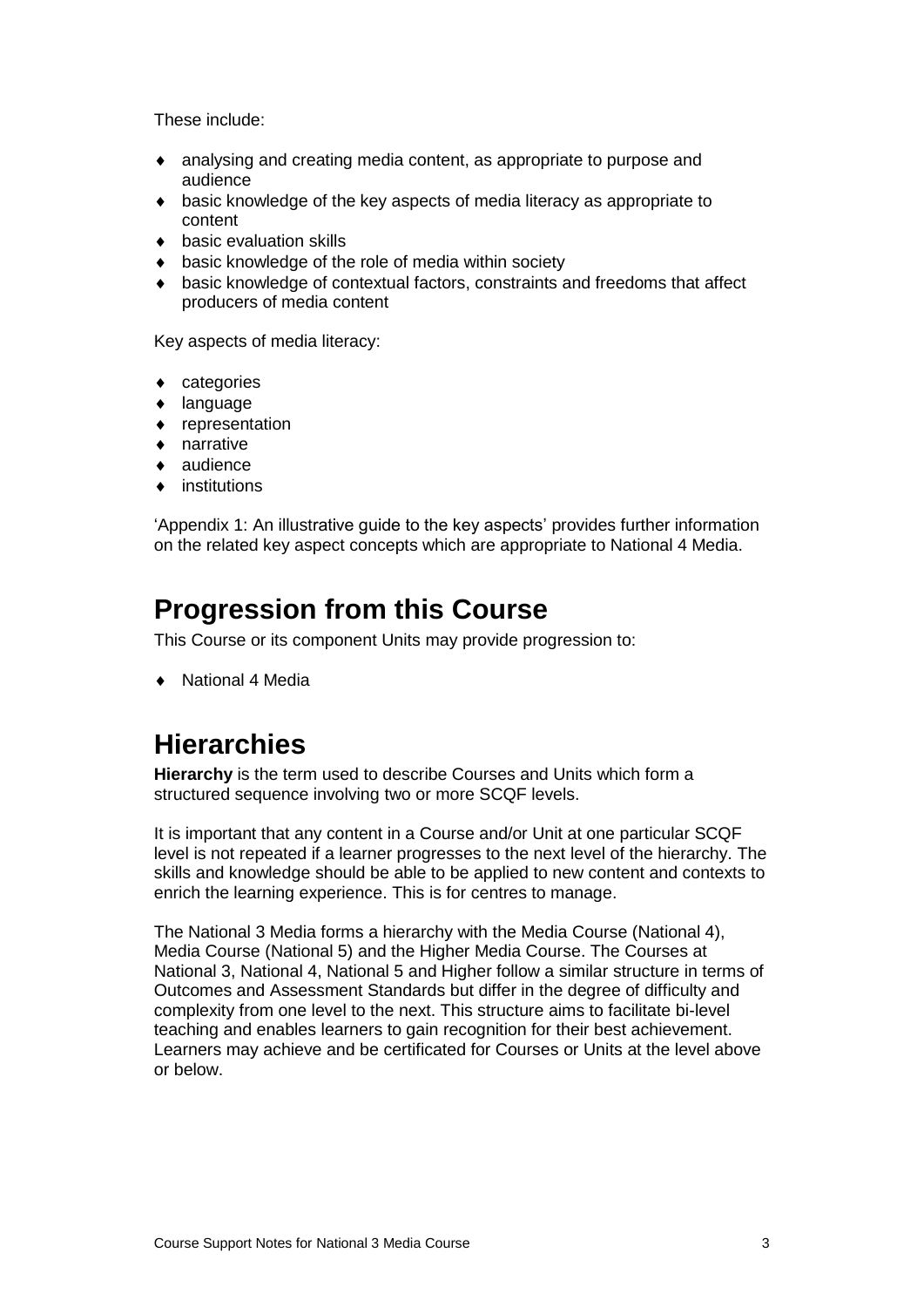These include:

- analysing and creating media content, as appropriate to purpose and audience
- basic knowledge of the key aspects of media literacy as appropriate to content
- basic evaluation skills
- basic knowledge of the role of media within society
- basic knowledge of contextual factors, constraints and freedoms that affect producers of media content

Key aspects of media literacy:

- categories
- language
- representation
- narrative
- audience
- institutions

'Appendix 1: An illustrative guide to the key aspects' provides further information on the related key aspect concepts which are appropriate to National 4 Media.

## Progression from this Course

This Course or its component Units may provide progression to:

- National 4 Media

## Hierarchies

**Hierarchy** is the term used to describe Courses and Units which form a structured sequence involving two or more SCQF levels.

It is important that any content in a Course and/or Unit at one particular SCQF level is not repeated if a learner progresses to the next level of the hierarchy. The skills and knowledge should be able to be applied to new content and contexts to enrich the learning experience. This is for centres to manage.

The National 3 Media forms a hierarchy with the Media Course (National 4), Media Course (National 5) and the Higher Media Course. The Courses at National 3, National 4, National 5 and Higher follow a similar structure in terms of Outcomes and Assessment Standards but differ in the degree of difficulty and complexity from one level to the next. This structure aims to facilitate bi-level teaching and enables learners to gain recognition for their best achievement. Learners may achieve and be certificated for Courses or Units at the level above or below.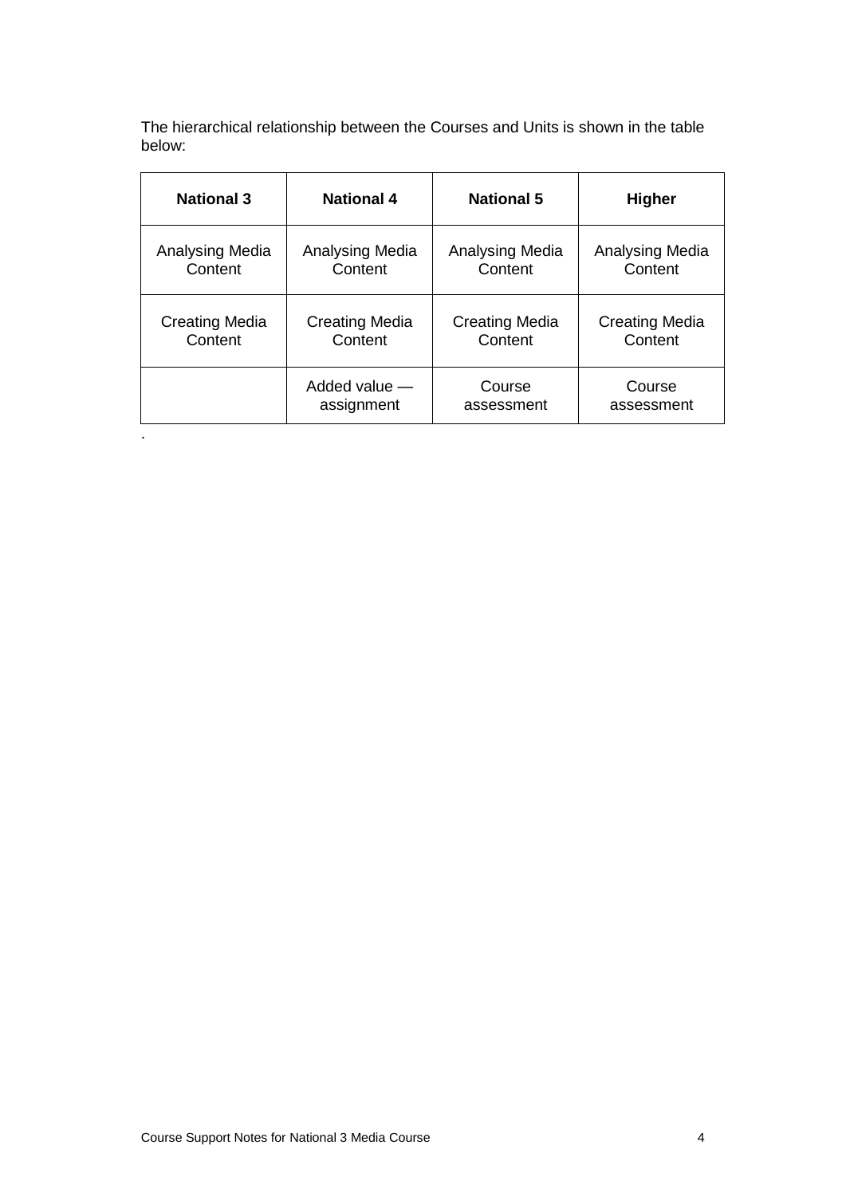The hierarchical relationship between the Courses and Units is shown in the table below:

| National 3 | National 4 | National 5 | Higher |
|---|---|---|---|
| Analysing Media Content | Analysing Media Content | Analysing Media Content | Analysing Media Content |
| Creating Media Content | Creating Media Content | Creating Media Content | Creating Media Content |
| | Added value — assignment | Course assessment | Course assessment |

.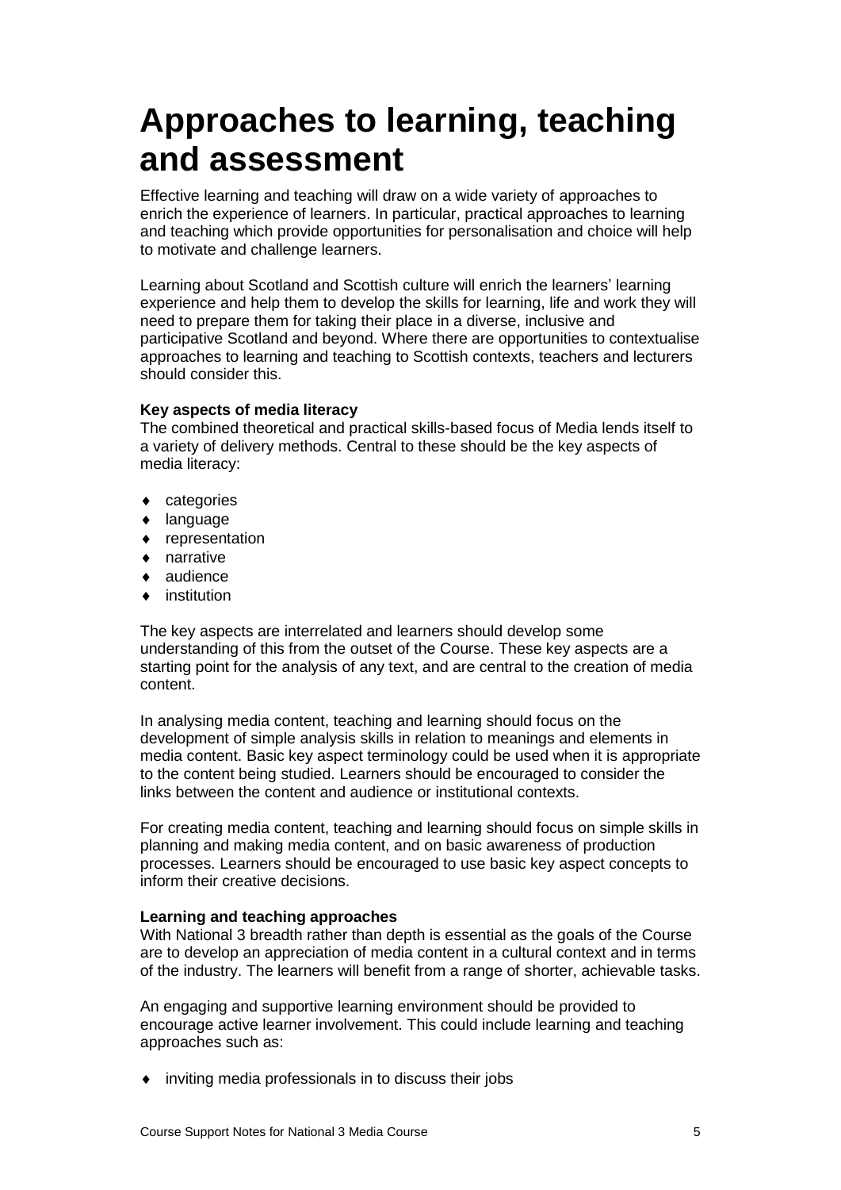# Approaches to learning, teaching and assessment

Effective learning and teaching will draw on a wide variety of approaches to enrich the experience of learners. In particular, practical approaches to learning and teaching which provide opportunities for personalisation and choice will help to motivate and challenge learners.

Learning about Scotland and Scottish culture will enrich the learners' learning experience and help them to develop the skills for learning, life and work they will need to prepare them for taking their place in a diverse, inclusive and participative Scotland and beyond. Where there are opportunities to contextualise approaches to learning and teaching to Scottish contexts, teachers and lecturers should consider this.

**Key aspects of media literacy**

The combined theoretical and practical skills-based focus of Media lends itself to a variety of delivery methods. Central to these should be the key aspects of media literacy:

- categories
- language
- representation
- narrative
- audience
- institution

The key aspects are interrelated and learners should develop some understanding of this from the outset of the Course. These key aspects are a starting point for the analysis of any text, and are central to the creation of media content.

In analysing media content, teaching and learning should focus on the development of simple analysis skills in relation to meanings and elements in media content. Basic key aspect terminology could be used when it is appropriate to the content being studied. Learners should be encouraged to consider the links between the content and audience or institutional contexts.

For creating media content, teaching and learning should focus on simple skills in planning and making media content, and on basic awareness of production processes. Learners should be encouraged to use basic key aspect concepts to inform their creative decisions.

**Learning and teaching approaches**

With National 3 breadth rather than depth is essential as the goals of the Course are to develop an appreciation of media content in a cultural context and in terms of the industry. The learners will benefit from a range of shorter, achievable tasks.

An engaging and supportive learning environment should be provided to encourage active learner involvement. This could include learning and teaching approaches such as:

- inviting media professionals in to discuss their jobs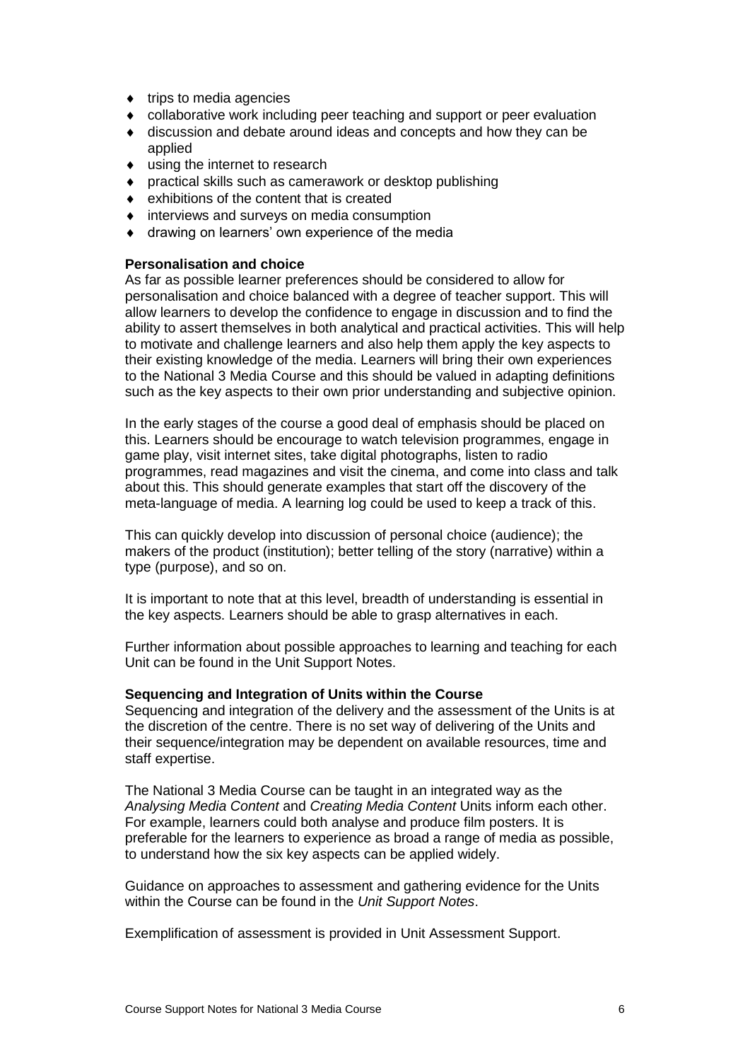- trips to media agencies
- collaborative work including peer teaching and support or peer evaluation
- discussion and debate around ideas and concepts and how they can be applied
- using the internet to research
- practical skills such as camerawork or desktop publishing
- exhibitions of the content that is created
- interviews and surveys on media consumption
- drawing on learners' own experience of the media

**Personalisation and choice**

As far as possible learner preferences should be considered to allow for personalisation and choice balanced with a degree of teacher support. This will allow learners to develop the confidence to engage in discussion and to find the ability to assert themselves in both analytical and practical activities. This will help to motivate and challenge learners and also help them apply the key aspects to their existing knowledge of the media. Learners will bring their own experiences to the National 3 Media Course and this should be valued in adapting definitions such as the key aspects to their own prior understanding and subjective opinion.

In the early stages of the course a good deal of emphasis should be placed on this. Learners should be encourage to watch television programmes, engage in game play, visit internet sites, take digital photographs, listen to radio programmes, read magazines and visit the cinema, and come into class and talk about this. This should generate examples that start off the discovery of the meta-language of media. A learning log could be used to keep a track of this.

This can quickly develop into discussion of personal choice (audience); the makers of the product (institution); better telling of the story (narrative) within a type (purpose), and so on.

It is important to note that at this level, breadth of understanding is essential in the key aspects. Learners should be able to grasp alternatives in each.

Further information about possible approaches to learning and teaching for each Unit can be found in the Unit Support Notes.

**Sequencing and Integration of Units within the Course**

Sequencing and integration of the delivery and the assessment of the Units is at the discretion of the centre. There is no set way of delivering of the Units and their sequence/integration may be dependent on available resources, time and staff expertise.

The National 3 Media Course can be taught in an integrated way as the *Analysing Media Content* and *Creating Media Content* Units inform each other. For example, learners could both analyse and produce film posters. It is preferable for the learners to experience as broad a range of media as possible, to understand how the six key aspects can be applied widely.

Guidance on approaches to assessment and gathering evidence for the Units within the Course can be found in the *Unit Support Notes*.

Exemplification of assessment is provided in Unit Assessment Support.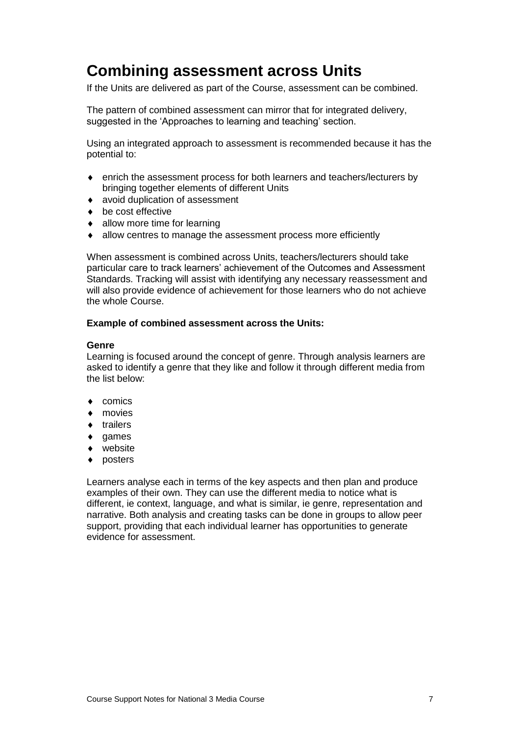# Combining assessment across Units

If the Units are delivered as part of the Course, assessment can be combined.

The pattern of combined assessment can mirror that for integrated delivery, suggested in the 'Approaches to learning and teaching' section.

Using an integrated approach to assessment is recommended because it has the potential to:

- enrich the assessment process for both learners and teachers/lecturers by bringing together elements of different Units
- avoid duplication of assessment
- be cost effective
- allow more time for learning
- allow centres to manage the assessment process more efficiently

When assessment is combined across Units, teachers/lecturers should take particular care to track learners' achievement of the Outcomes and Assessment Standards. Tracking will assist with identifying any necessary reassessment and will also provide evidence of achievement for those learners who do not achieve the whole Course.

**Example of combined assessment across the Units:**

**Genre**
Learning is focused around the concept of genre. Through analysis learners are asked to identify a genre that they like and follow it through different media from the list below:

- comics
- movies
- trailers
- games
- website
- posters

Learners analyse each in terms of the key aspects and then plan and produce examples of their own. They can use the different media to notice what is different, ie context, language, and what is similar, ie genre, representation and narrative. Both analysis and creating tasks can be done in groups to allow peer support, providing that each individual learner has opportunities to generate evidence for assessment.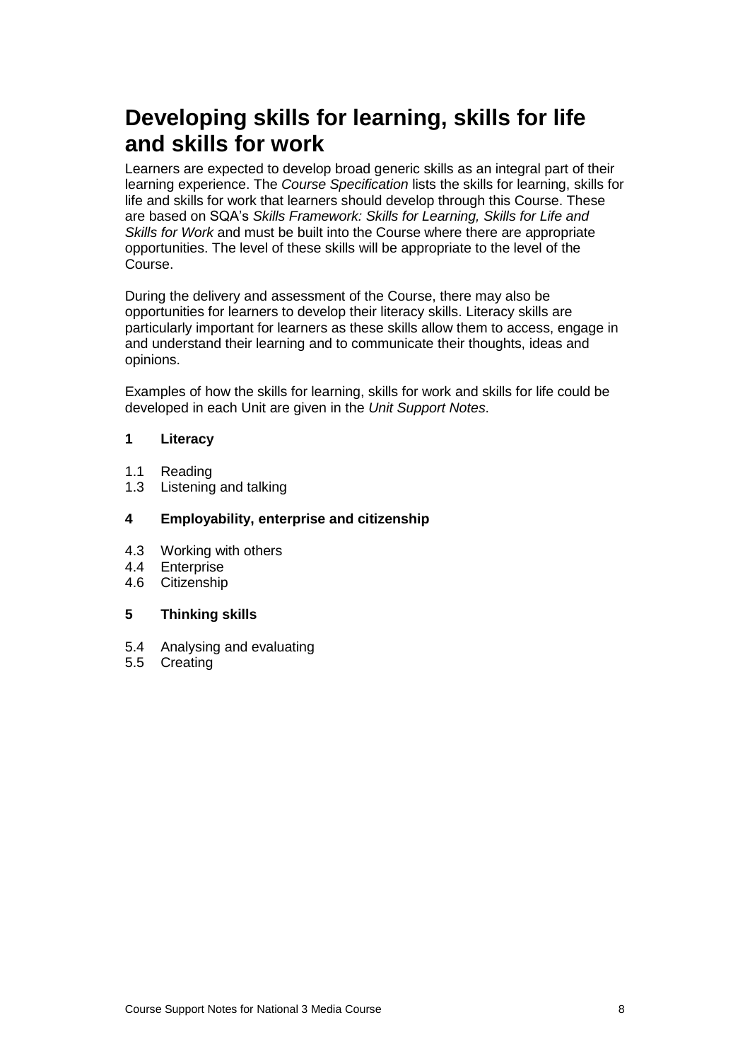# Developing skills for learning, skills for life and skills for work

Learners are expected to develop broad generic skills as an integral part of their learning experience. The *Course Specification* lists the skills for learning, skills for life and skills for work that learners should develop through this Course. These are based on SQA's *Skills Framework: Skills for Learning, Skills for Life and Skills for Work* and must be built into the Course where there are appropriate opportunities. The level of these skills will be appropriate to the level of the Course.

During the delivery and assessment of the Course, there may also be opportunities for learners to develop their literacy skills. Literacy skills are particularly important for learners as these skills allow them to access, engage in and understand their learning and to communicate their thoughts, ideas and opinions.

Examples of how the skills for learning, skills for work and skills for life could be developed in each Unit are given in the *Unit Support Notes*.

**1 Literacy**

1.1 Reading
1.3 Listening and talking

**4 Employability, enterprise and citizenship**

4.3 Working with others
4.4 Enterprise
4.6 Citizenship

**5 Thinking skills**

5.4 Analysing and evaluating
5.5 Creating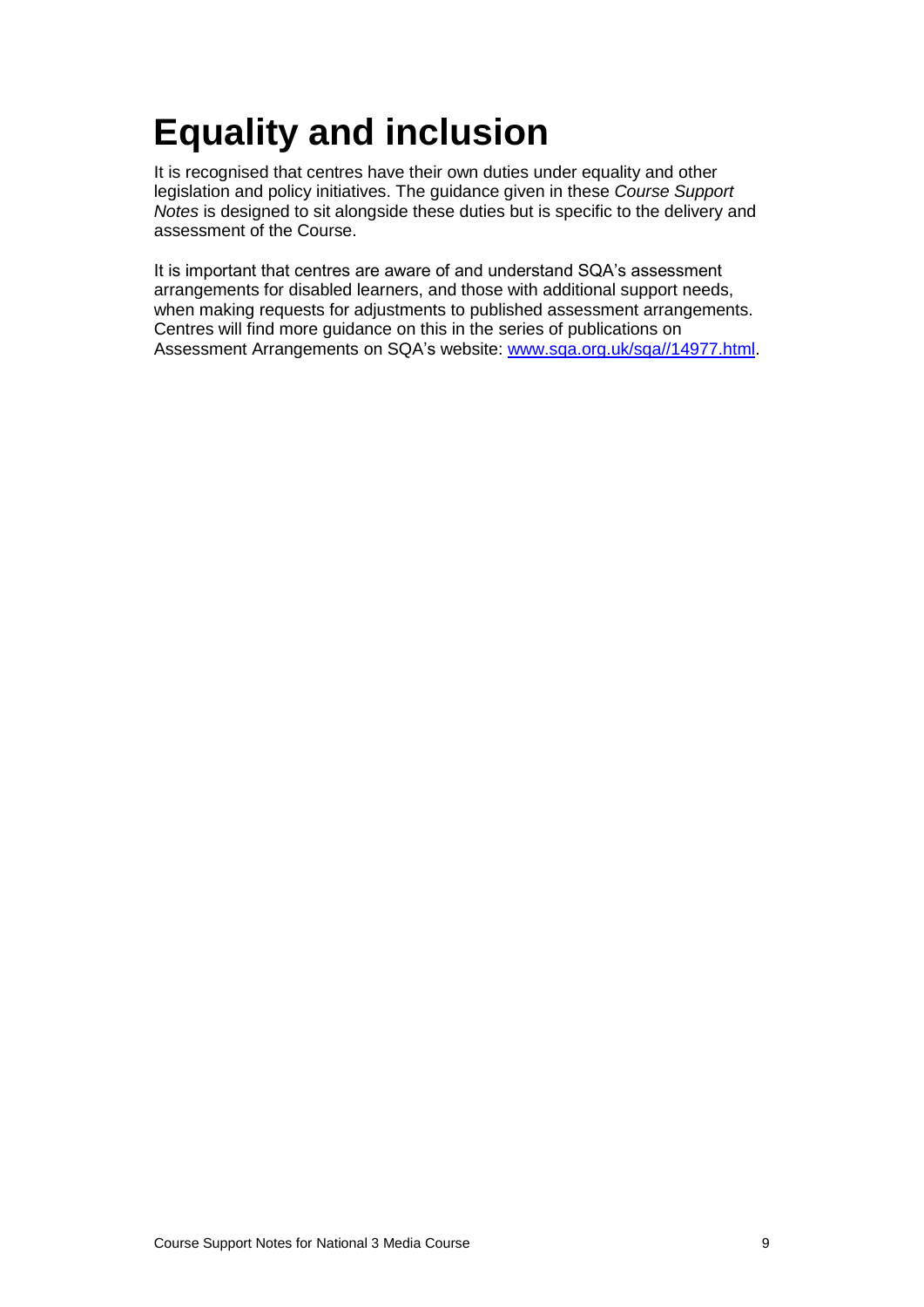# Equality and inclusion

It is recognised that centres have their own duties under equality and other legislation and policy initiatives. The guidance given in these *Course Support Notes* is designed to sit alongside these duties but is specific to the delivery and assessment of the Course.

It is important that centres are aware of and understand SQA's assessment arrangements for disabled learners, and those with additional support needs, when making requests for adjustments to published assessment arrangements. Centres will find more guidance on this in the series of publications on Assessment Arrangements on SQA's website: [www.sqa.org.uk/sqa//14977.html](www.sqa.org.uk/sqa//14977.html).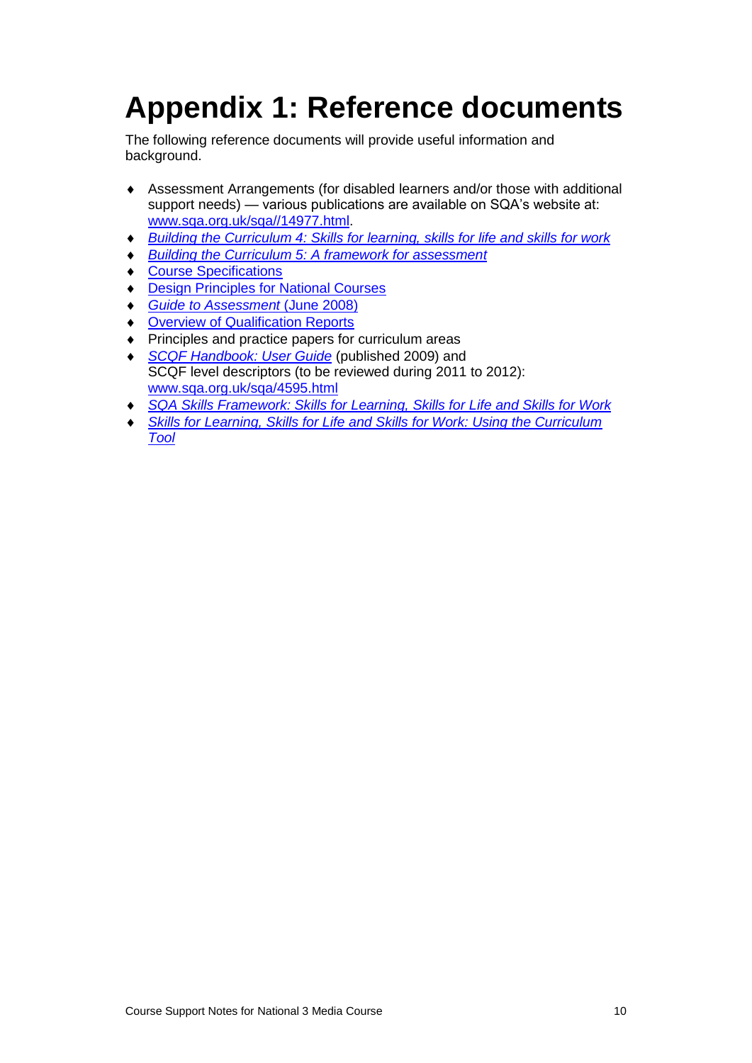# Appendix 1: Reference documents

The following reference documents will provide useful information and background.

- Assessment Arrangements (for disabled learners and/or those with additional support needs) — various publications are available on SQA's website at: www.sqa.org.uk/sqa//14977.html.
- *Building the Curriculum 4: Skills for learning, skills for life and skills for work*
- *Building the Curriculum 5: A framework for assessment*
- Course Specifications
- Design Principles for National Courses
- *Guide to Assessment* (June 2008)
- Overview of Qualification Reports
- Principles and practice papers for curriculum areas
- *SCQF Handbook: User Guide* (published 2009) and SCQF level descriptors (to be reviewed during 2011 to 2012): www.sqa.org.uk/sqa/4595.html
- *SQA Skills Framework: Skills for Learning, Skills for Life and Skills for Work*
- *Skills for Learning, Skills for Life and Skills for Work: Using the Curriculum Tool*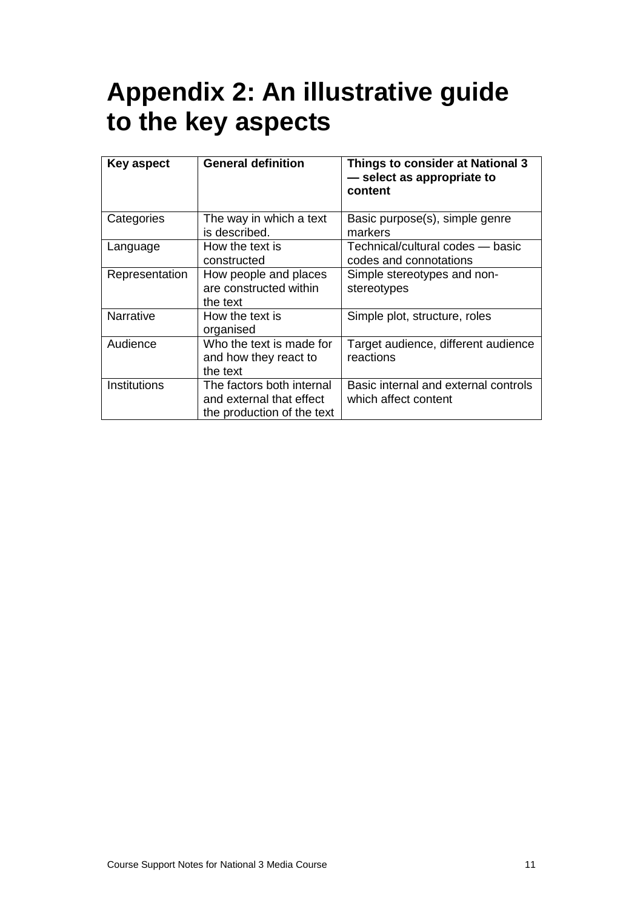# Appendix 2: An illustrative guide to the key aspects

| Key aspect | General definition | Things to consider at National 3 — select as appropriate to content |
|---|---|---|
| Categories | The way in which a text is described. | Basic purpose(s), simple genre markers |
| Language | How the text is constructed | Technical/cultural codes — basic codes and connotations |
| Representation | How people and places are constructed within the text | Simple stereotypes and non-stereotypes |
| Narrative | How the text is organised | Simple plot, structure, roles |
| Audience | Who the text is made for and how they react to the text | Target audience, different audience reactions |
| Institutions | The factors both internal and external that effect the production of the text | Basic internal and external controls which affect content |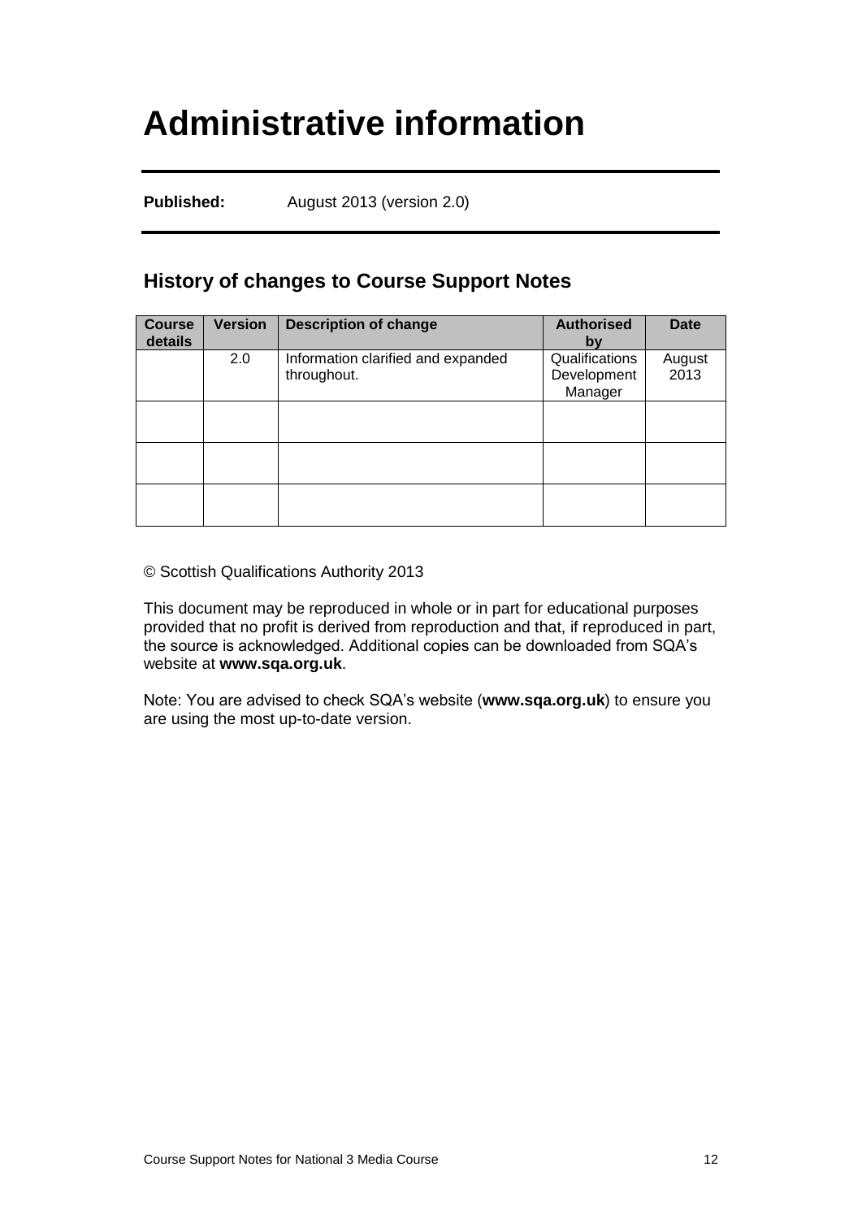# Administrative information

**Published:** August 2013 (version 2.0)

## History of changes to Course Support Notes

| Course details | Version | Description of change | Authorised by | Date |
|---|---|---|---|---|
| | 2.0 | Information clarified and expanded throughout. | Qualifications Development Manager | August 2013 |
| | | | | |
| | | | | |
| | | | | |

© Scottish Qualifications Authority 2013

This document may be reproduced in whole or in part for educational purposes provided that no profit is derived from reproduction and that, if reproduced in part, the source is acknowledged. Additional copies can be downloaded from SQA's website at **www.sqa.org.uk**.

Note: You are advised to check SQA's website (**www.sqa.org.uk**) to ensure you are using the most up-to-date version.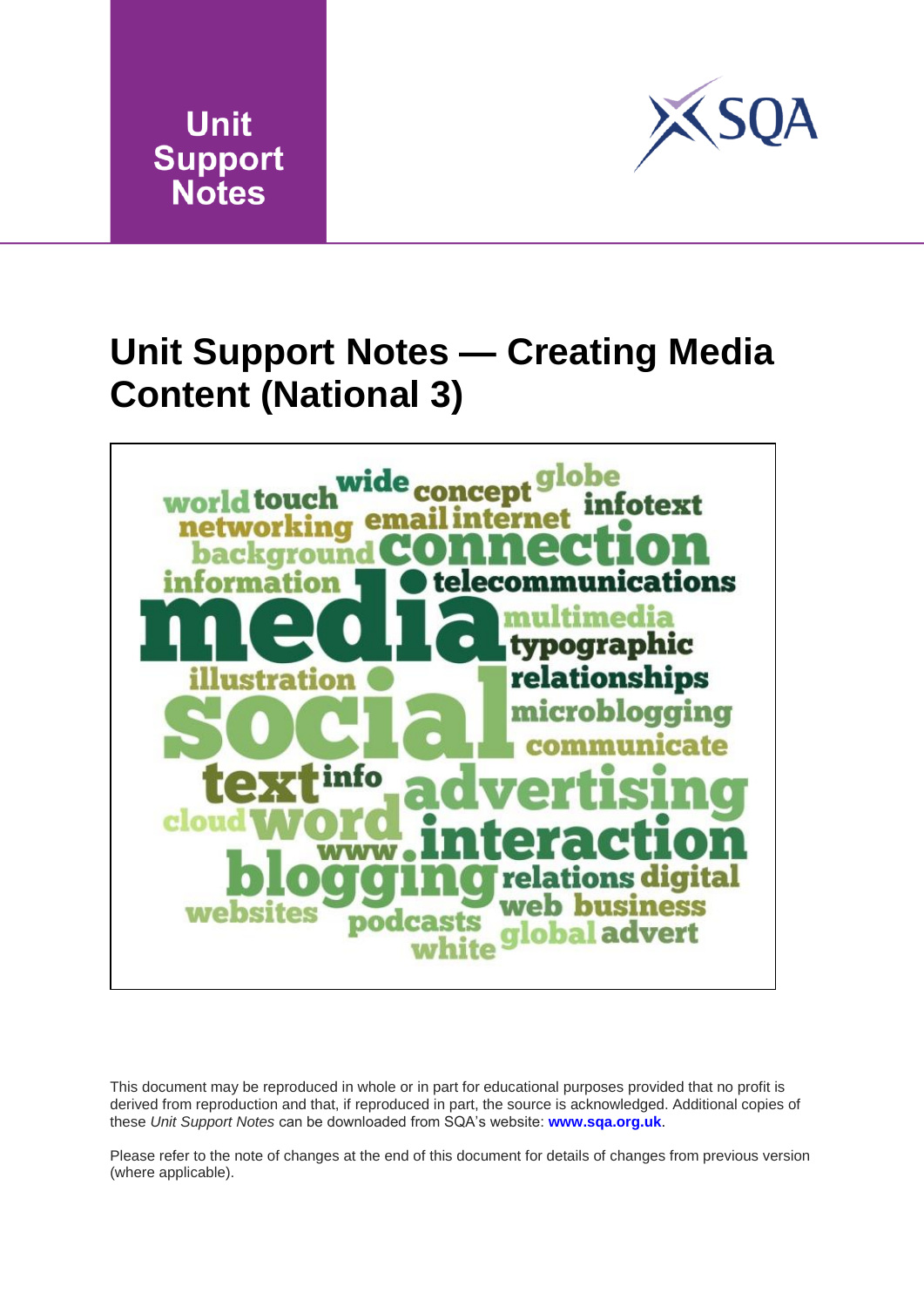Unit Support Notes

# Unit Support Notes — Creating Media Content (National 3)

This document may be reproduced in whole or in part for educational purposes provided that no profit is derived from reproduction and that, if reproduced in part, the source is acknowledged. Additional copies of these *Unit Support Notes* can be downloaded from SQA's website: **www.sqa.org.uk**.

Please refer to the note of changes at the end of this document for details of changes from previous version (where applicable).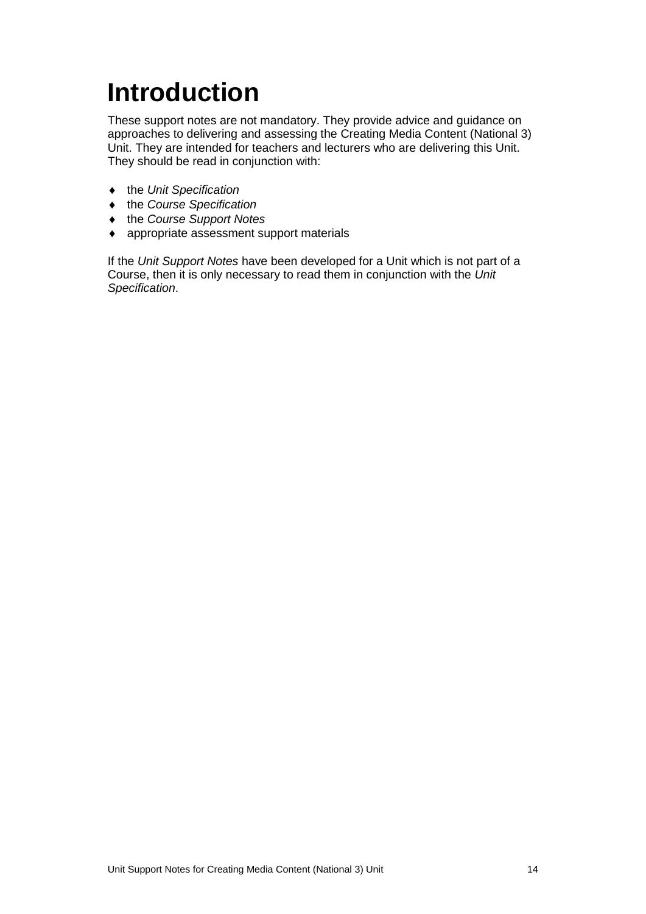# Introduction

These support notes are not mandatory. They provide advice and guidance on approaches to delivering and assessing the Creating Media Content (National 3) Unit. They are intended for teachers and lecturers who are delivering this Unit. They should be read in conjunction with:

- the *Unit Specification*
- the *Course Specification*
- the *Course Support Notes*
- appropriate assessment support materials

If the *Unit Support Notes* have been developed for a Unit which is not part of a Course, then it is only necessary to read them in conjunction with the *Unit Specification*.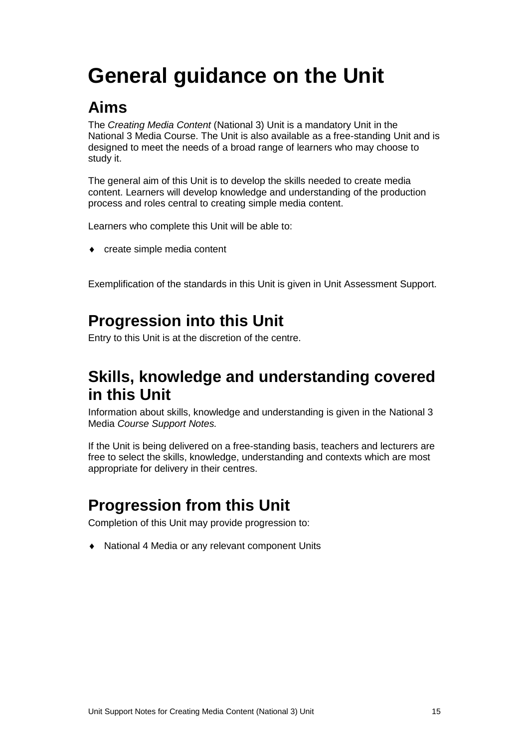# General guidance on the Unit

## Aims

The *Creating Media Content* (National 3) Unit is a mandatory Unit in the National 3 Media Course. The Unit is also available as a free-standing Unit and is designed to meet the needs of a broad range of learners who may choose to study it.

The general aim of this Unit is to develop the skills needed to create media content. Learners will develop knowledge and understanding of the production process and roles central to creating simple media content.

Learners who complete this Unit will be able to:

- create simple media content

Exemplification of the standards in this Unit is given in Unit Assessment Support.

## Progression into this Unit

Entry to this Unit is at the discretion of the centre.

## Skills, knowledge and understanding covered in this Unit

Information about skills, knowledge and understanding is given in the National 3 Media *Course Support Notes.*

If the Unit is being delivered on a free-standing basis, teachers and lecturers are free to select the skills, knowledge, understanding and contexts which are most appropriate for delivery in their centres.

## Progression from this Unit

Completion of this Unit may provide progression to:

- National 4 Media or any relevant component Units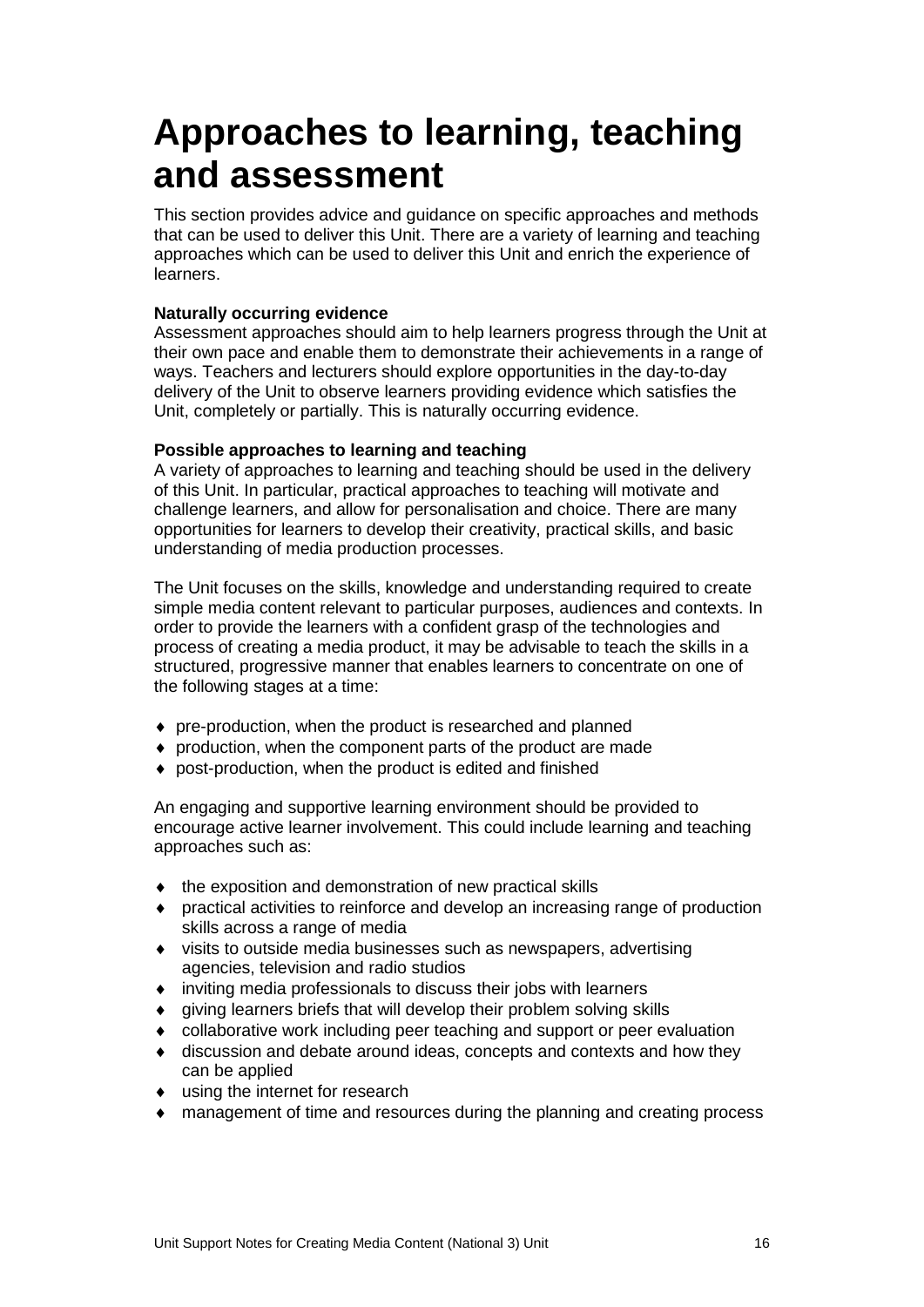# Approaches to learning, teaching and assessment

This section provides advice and guidance on specific approaches and methods that can be used to deliver this Unit. There are a variety of learning and teaching approaches which can be used to deliver this Unit and enrich the experience of learners.

**Naturally occurring evidence**

Assessment approaches should aim to help learners progress through the Unit at their own pace and enable them to demonstrate their achievements in a range of ways. Teachers and lecturers should explore opportunities in the day-to-day delivery of the Unit to observe learners providing evidence which satisfies the Unit, completely or partially. This is naturally occurring evidence.

**Possible approaches to learning and teaching**

A variety of approaches to learning and teaching should be used in the delivery of this Unit. In particular, practical approaches to teaching will motivate and challenge learners, and allow for personalisation and choice. There are many opportunities for learners to develop their creativity, practical skills, and basic understanding of media production processes.

The Unit focuses on the skills, knowledge and understanding required to create simple media content relevant to particular purposes, audiences and contexts. In order to provide the learners with a confident grasp of the technologies and process of creating a media product, it may be advisable to teach the skills in a structured, progressive manner that enables learners to concentrate on one of the following stages at a time:

- pre-production, when the product is researched and planned
- production, when the component parts of the product are made
- post-production, when the product is edited and finished

An engaging and supportive learning environment should be provided to encourage active learner involvement. This could include learning and teaching approaches such as:

- the exposition and demonstration of new practical skills
- practical activities to reinforce and develop an increasing range of production skills across a range of media
- visits to outside media businesses such as newspapers, advertising agencies, television and radio studios
- inviting media professionals to discuss their jobs with learners
- giving learners briefs that will develop their problem solving skills
- collaborative work including peer teaching and support or peer evaluation
- discussion and debate around ideas, concepts and contexts and how they can be applied
- using the internet for research
- management of time and resources during the planning and creating process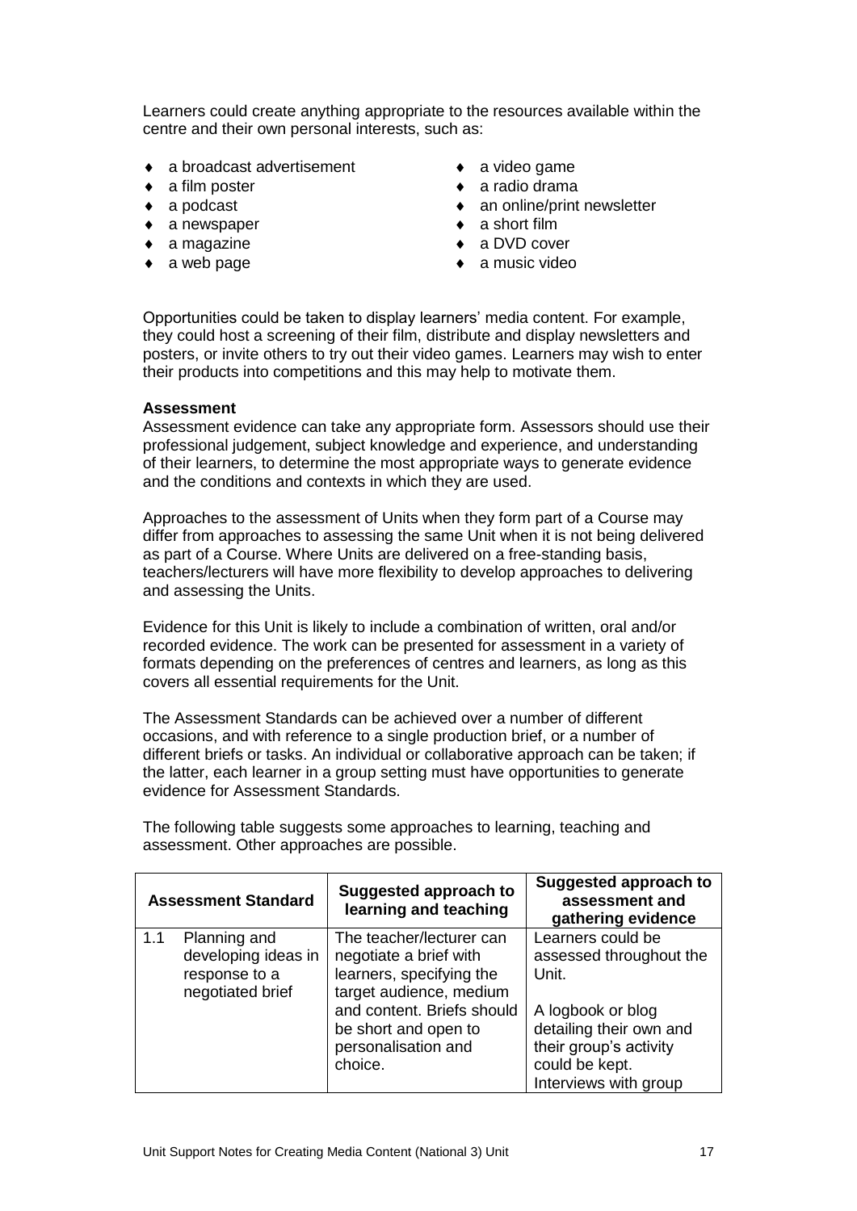Learners could create anything appropriate to the resources available within the centre and their own personal interests, such as:

- a broadcast advertisement
- a film poster
- a podcast
- a newspaper
- a magazine
- a web page
- a video game
- a radio drama
- an online/print newsletter
- a short film
- a DVD cover
- a music video

Opportunities could be taken to display learners' media content. For example, they could host a screening of their film, distribute and display newsletters and posters, or invite others to try out their video games. Learners may wish to enter their products into competitions and this may help to motivate them.

**Assessment**

Assessment evidence can take any appropriate form. Assessors should use their professional judgement, subject knowledge and experience, and understanding of their learners, to determine the most appropriate ways to generate evidence and the conditions and contexts in which they are used.

Approaches to the assessment of Units when they form part of a Course may differ from approaches to assessing the same Unit when it is not being delivered as part of a Course. Where Units are delivered on a free-standing basis, teachers/lecturers will have more flexibility to develop approaches to delivering and assessing the Units.

Evidence for this Unit is likely to include a combination of written, oral and/or recorded evidence. The work can be presented for assessment in a variety of formats depending on the preferences of centres and learners, as long as this covers all essential requirements for the Unit.

The Assessment Standards can be achieved over a number of different occasions, and with reference to a single production brief, or a number of different briefs or tasks. An individual or collaborative approach can be taken; if the latter, each learner in a group setting must have opportunities to generate evidence for Assessment Standards.

The following table suggests some approaches to learning, teaching and assessment. Other approaches are possible.

| Assessment Standard | Suggested approach to learning and teaching | Suggested approach to assessment and gathering evidence |
|---|---|---|
| 1.1 Planning and developing ideas in response to a negotiated brief | The teacher/lecturer can negotiate a brief with learners, specifying the target audience, medium and content. Briefs should be short and open to personalisation and choice. | Learners could be assessed throughout the Unit.<br><br>A logbook or blog detailing their own and their group's activity could be kept. Interviews with group |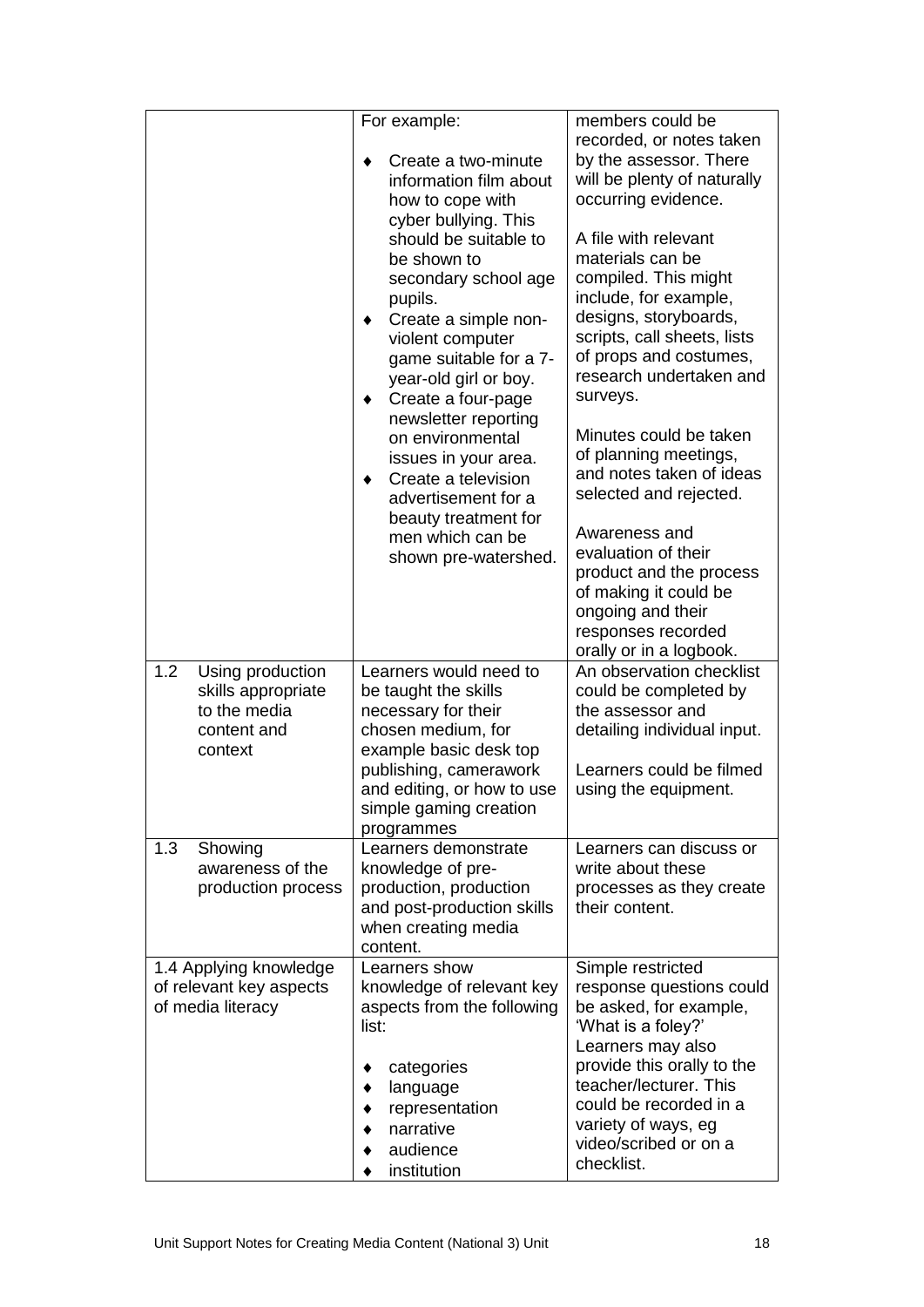| | | |
|---|---|---|
| | For example:<br><br>♦ Create a two-minute information film about how to cope with cyber bullying. This should be suitable to be shown to secondary school age pupils.<br>♦ Create a simple non-violent computer game suitable for a 7-year-old girl or boy.<br>♦ Create a four-page newsletter reporting on environmental issues in your area.<br>♦ Create a television advertisement for a beauty treatment for men which can be shown pre-watershed. | members could be recorded, or notes taken by the assessor. There will be plenty of naturally occurring evidence.<br><br>A file with relevant materials can be compiled. This might include, for example, designs, storyboards, scripts, call sheets, lists of props and costumes, research undertaken and surveys.<br><br>Minutes could be taken of planning meetings, and notes taken of ideas selected and rejected.<br><br>Awareness and evaluation of their product and the process of making it could be ongoing and their responses recorded orally or in a logbook. |
| 1.2 Using production skills appropriate to the media content and context | Learners would need to be taught the skills necessary for their chosen medium, for example basic desk top publishing, camerawork and editing, or how to use simple gaming creation programmes | An observation checklist could be completed by the assessor and detailing individual input.<br><br>Learners could be filmed using the equipment. |
| 1.3 Showing awareness of the production process | Learners demonstrate knowledge of pre-production, production and post-production skills when creating media content. | Learners can discuss or write about these processes as they create their content. |
| 1.4 Applying knowledge of relevant key aspects of media literacy | Learners show knowledge of relevant key aspects from the following list:<br><br>♦ categories<br>♦ language<br>♦ representation<br>♦ narrative<br>♦ audience<br>♦ institution | Simple restricted response questions could be asked, for example, 'What is a foley?' Learners may also provide this orally to the teacher/lecturer. This could be recorded in a variety of ways, eg video/scribed or on a checklist. |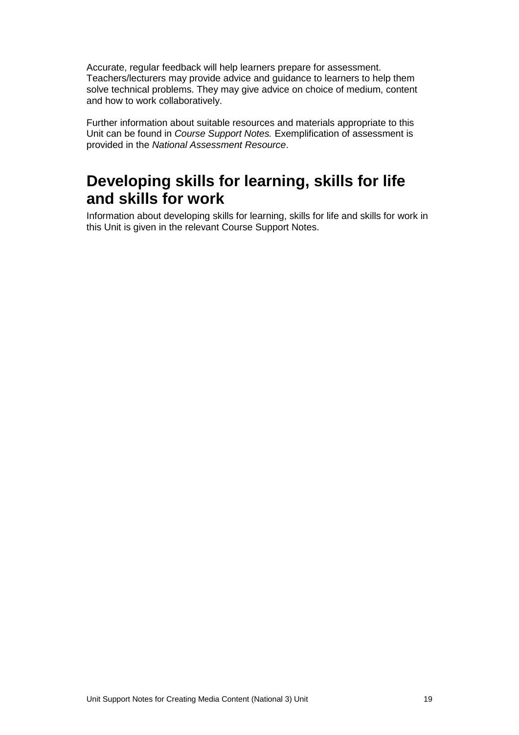Accurate, regular feedback will help learners prepare for assessment. Teachers/lecturers may provide advice and guidance to learners to help them solve technical problems. They may give advice on choice of medium, content and how to work collaboratively.

Further information about suitable resources and materials appropriate to this Unit can be found in *Course Support Notes.* Exemplification of assessment is provided in the *National Assessment Resource*.

# Developing skills for learning, skills for life and skills for work

Information about developing skills for learning, skills for life and skills for work in this Unit is given in the relevant Course Support Notes.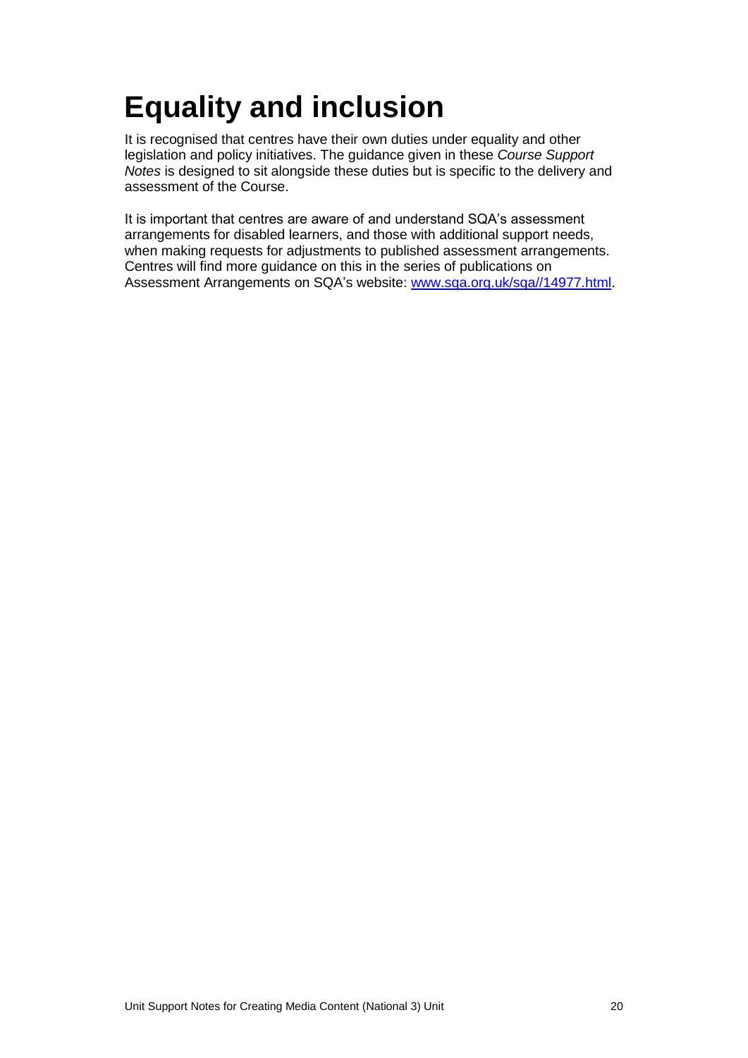# Equality and inclusion

It is recognised that centres have their own duties under equality and other legislation and policy initiatives. The guidance given in these *Course Support Notes* is designed to sit alongside these duties but is specific to the delivery and assessment of the Course.

It is important that centres are aware of and understand SQA's assessment arrangements for disabled learners, and those with additional support needs, when making requests for adjustments to published assessment arrangements. Centres will find more guidance on this in the series of publications on Assessment Arrangements on SQA's website: [www.sqa.org.uk/sqa//14977.html](www.sqa.org.uk/sqa//14977.html).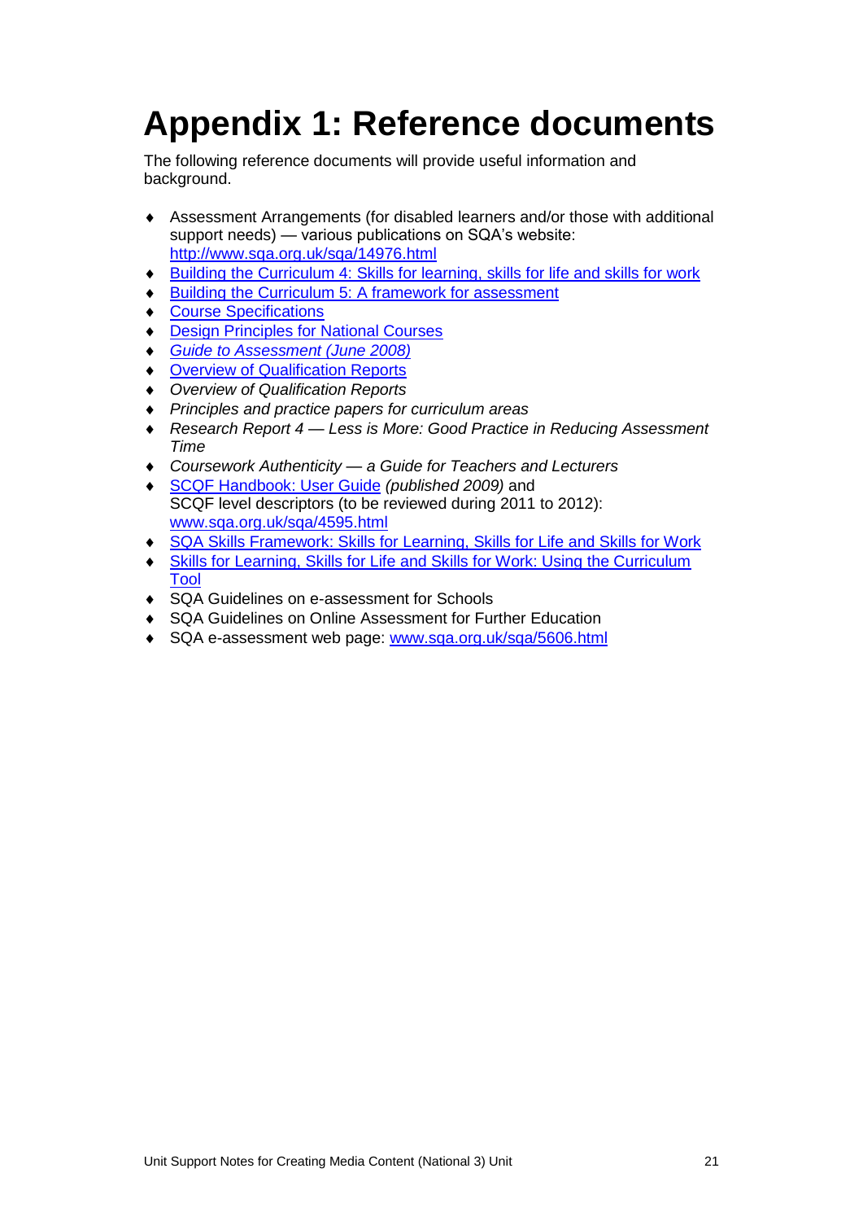# Appendix 1: Reference documents

The following reference documents will provide useful information and background.

- Assessment Arrangements (for disabled learners and/or those with additional support needs) — various publications on SQA's website: http://www.sqa.org.uk/sqa/14976.html
- Building the Curriculum 4: Skills for learning, skills for life and skills for work
- Building the Curriculum 5: A framework for assessment
- Course Specifications
- Design Principles for National Courses
- *Guide to Assessment (June 2008)*
- Overview of Qualification Reports
- *Overview of Qualification Reports*
- *Principles and practice papers for curriculum areas*
- *Research Report 4 — Less is More: Good Practice in Reducing Assessment Time*
- *Coursework Authenticity — a Guide for Teachers and Lecturers*
- SCQF Handbook: User Guide *(published 2009)* and SCQF level descriptors (to be reviewed during 2011 to 2012): www.sqa.org.uk/sqa/4595.html
- SQA Skills Framework: Skills for Learning, Skills for Life and Skills for Work
- Skills for Learning, Skills for Life and Skills for Work: Using the Curriculum Tool
- SQA Guidelines on e-assessment for Schools
- SQA Guidelines on Online Assessment for Further Education
- SQA e-assessment web page: www.sqa.org.uk/sqa/5606.html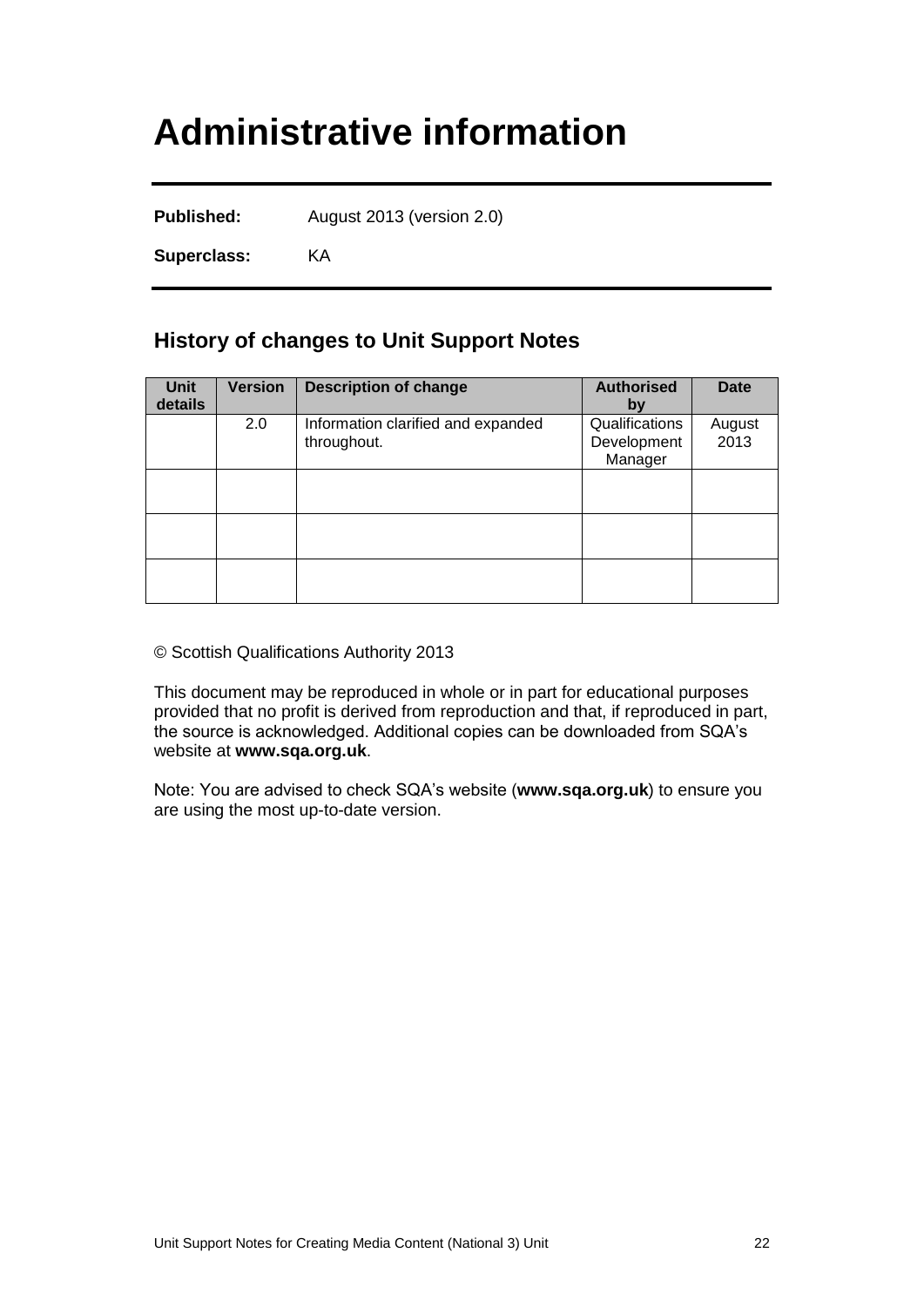# Administrative information

**Published:** August 2013 (version 2.0)

**Superclass:** KA

## History of changes to Unit Support Notes

| Unit details | Version | Description of change | Authorised by | Date |
|---|---|---|---|---|
| | 2.0 | Information clarified and expanded throughout. | Qualifications Development Manager | August 2013 |
| | | | | |
| | | | | |
| | | | | |

© Scottish Qualifications Authority 2013

This document may be reproduced in whole or in part for educational purposes provided that no profit is derived from reproduction and that, if reproduced in part, the source is acknowledged. Additional copies can be downloaded from SQA's website at **www.sqa.org.uk**.

Note: You are advised to check SQA's website (**www.sqa.org.uk**) to ensure you are using the most up-to-date version.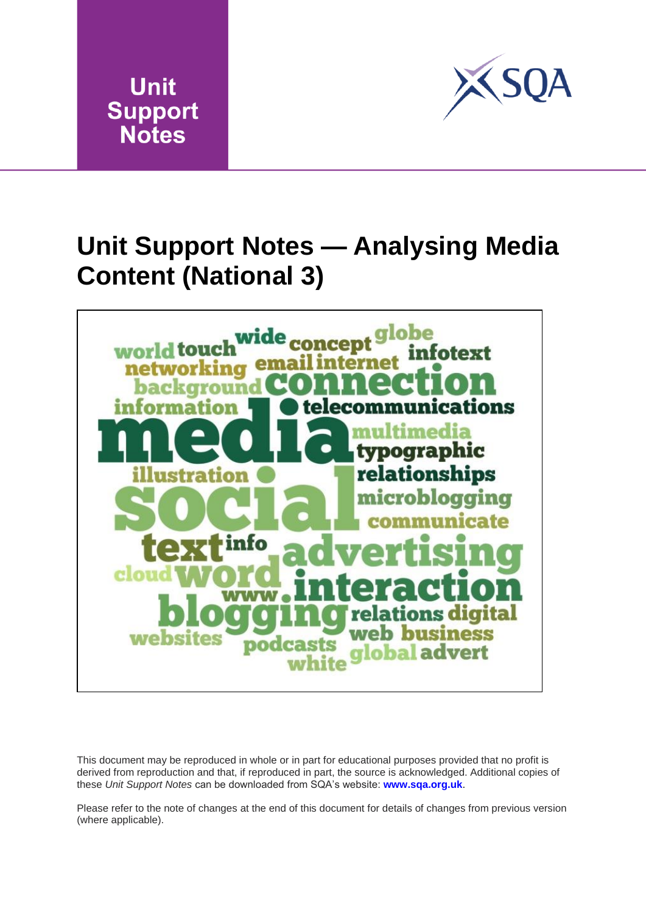Unit Support Notes

# Unit Support Notes — Analysing Media Content (National 3)

This document may be reproduced in whole or in part for educational purposes provided that no profit is derived from reproduction and that, if reproduced in part, the source is acknowledged. Additional copies of these *Unit Support Notes* can be downloaded from SQA's website: **www.sqa.org.uk**.

Please refer to the note of changes at the end of this document for details of changes from previous version (where applicable).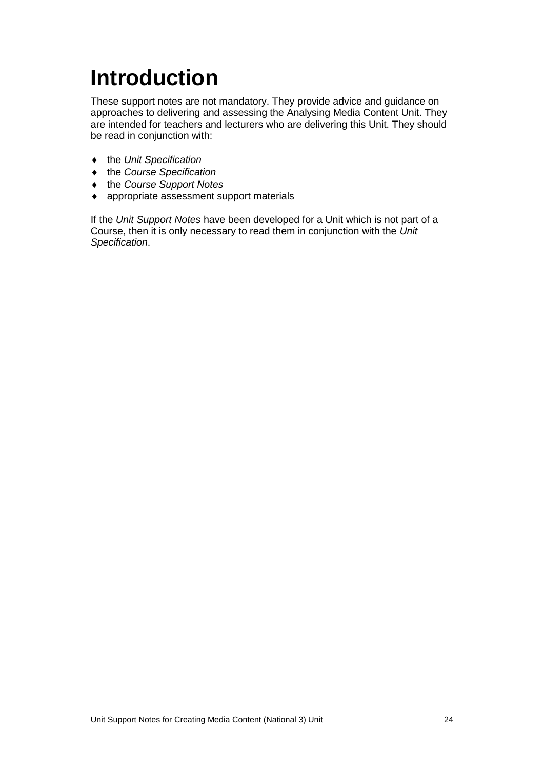# Introduction

These support notes are not mandatory. They provide advice and guidance on approaches to delivering and assessing the Analysing Media Content Unit. They are intended for teachers and lecturers who are delivering this Unit. They should be read in conjunction with:

- the *Unit Specification*
- the *Course Specification*
- the *Course Support Notes*
- appropriate assessment support materials

If the *Unit Support Notes* have been developed for a Unit which is not part of a Course, then it is only necessary to read them in conjunction with the *Unit Specification*.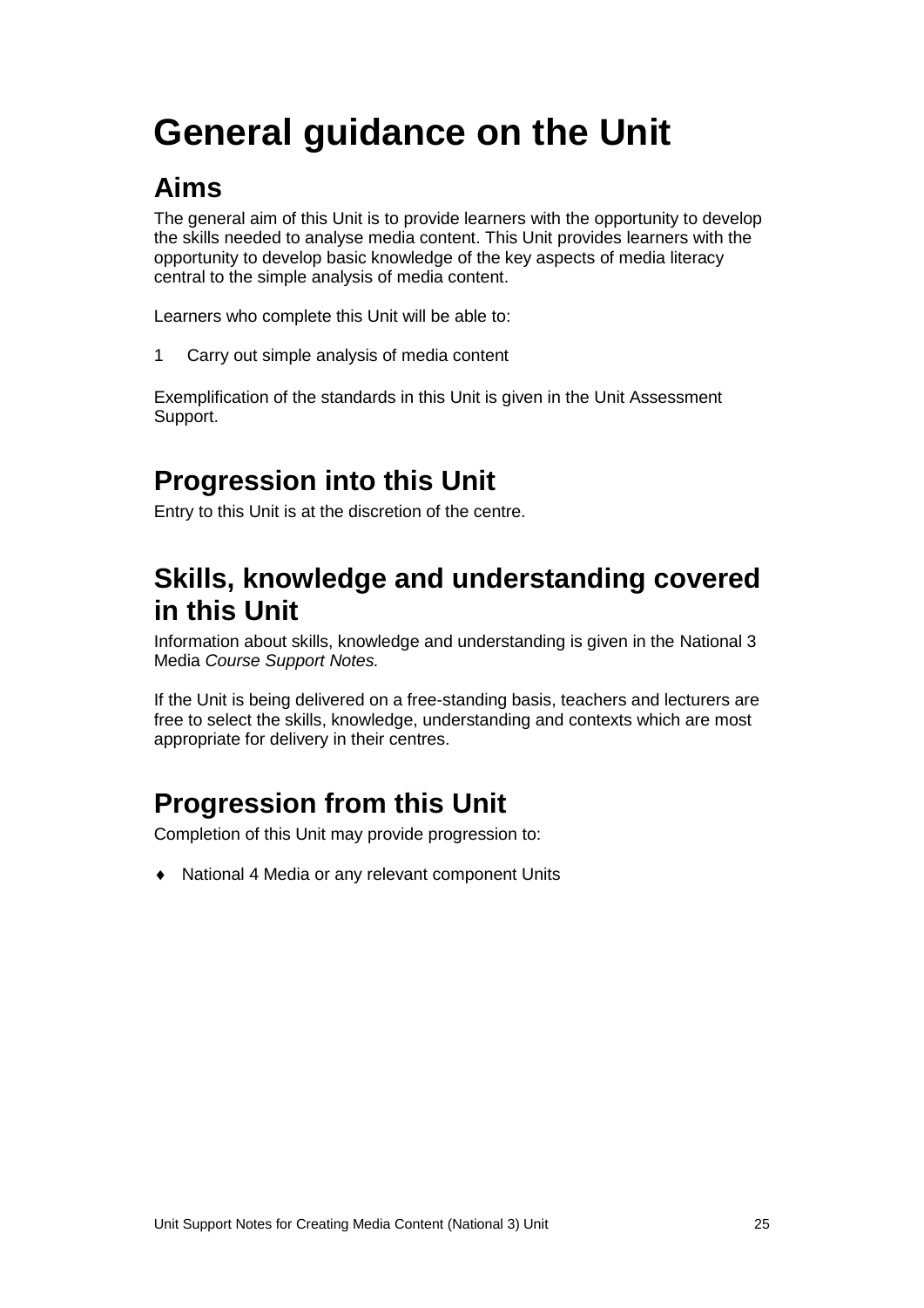# General guidance on the Unit

## Aims

The general aim of this Unit is to provide learners with the opportunity to develop the skills needed to analyse media content. This Unit provides learners with the opportunity to develop basic knowledge of the key aspects of media literacy central to the simple analysis of media content.

Learners who complete this Unit will be able to:

1 Carry out simple analysis of media content

Exemplification of the standards in this Unit is given in the Unit Assessment Support.

## Progression into this Unit

Entry to this Unit is at the discretion of the centre.

## Skills, knowledge and understanding covered in this Unit

Information about skills, knowledge and understanding is given in the National 3 Media *Course Support Notes.*

If the Unit is being delivered on a free-standing basis, teachers and lecturers are free to select the skills, knowledge, understanding and contexts which are most appropriate for delivery in their centres.

## Progression from this Unit

Completion of this Unit may provide progression to:

- National 4 Media or any relevant component Units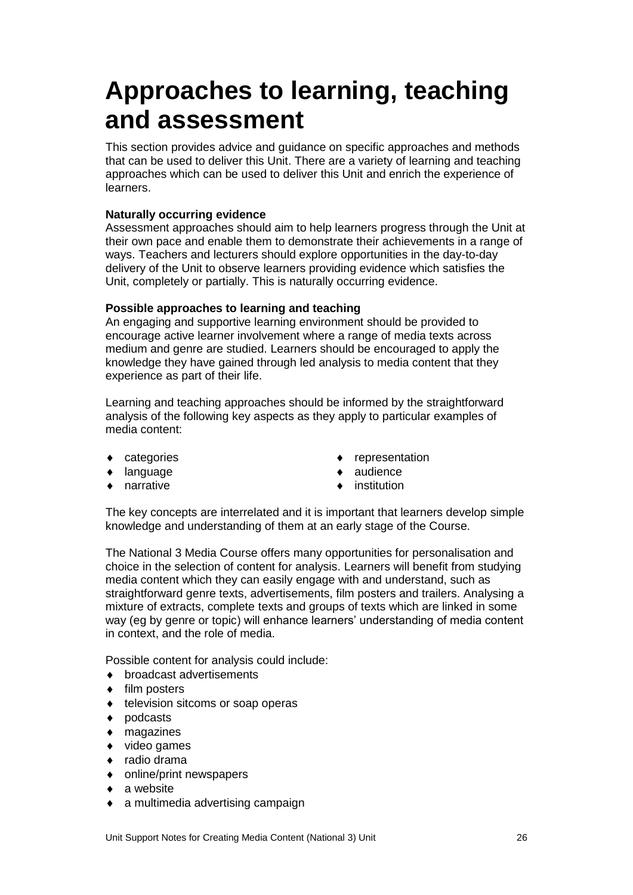# Approaches to learning, teaching and assessment

This section provides advice and guidance on specific approaches and methods that can be used to deliver this Unit. There are a variety of learning and teaching approaches which can be used to deliver this Unit and enrich the experience of learners.

**Naturally occurring evidence**

Assessment approaches should aim to help learners progress through the Unit at their own pace and enable them to demonstrate their achievements in a range of ways. Teachers and lecturers should explore opportunities in the day-to-day delivery of the Unit to observe learners providing evidence which satisfies the Unit, completely or partially. This is naturally occurring evidence.

**Possible approaches to learning and teaching**

An engaging and supportive learning environment should be provided to encourage active learner involvement where a range of media texts across medium and genre are studied. Learners should be encouraged to apply the knowledge they have gained through led analysis to media content that they experience as part of their life.

Learning and teaching approaches should be informed by the straightforward analysis of the following key aspects as they apply to particular examples of media content:

- categories
- language
- narrative
- representation
- audience
- institution

The key concepts are interrelated and it is important that learners develop simple knowledge and understanding of them at an early stage of the Course.

The National 3 Media Course offers many opportunities for personalisation and choice in the selection of content for analysis. Learners will benefit from studying media content which they can easily engage with and understand, such as straightforward genre texts, advertisements, film posters and trailers. Analysing a mixture of extracts, complete texts and groups of texts which are linked in some way (eg by genre or topic) will enhance learners' understanding of media content in context, and the role of media.

Possible content for analysis could include:

- broadcast advertisements
- film posters
- television sitcoms or soap operas
- podcasts
- magazines
- video games
- radio drama
- online/print newspapers
- a website
- a multimedia advertising campaign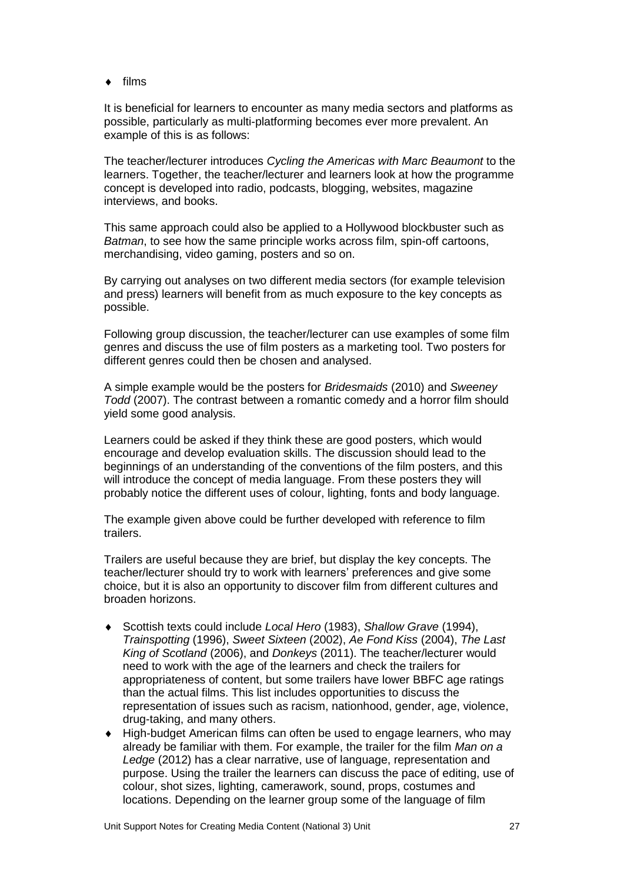- films

It is beneficial for learners to encounter as many media sectors and platforms as possible, particularly as multi-platforming becomes ever more prevalent. An example of this is as follows:

The teacher/lecturer introduces *Cycling the Americas with Marc Beaumont* to the learners. Together, the teacher/lecturer and learners look at how the programme concept is developed into radio, podcasts, blogging, websites, magazine interviews, and books.

This same approach could also be applied to a Hollywood blockbuster such as *Batman*, to see how the same principle works across film, spin-off cartoons, merchandising, video gaming, posters and so on.

By carrying out analyses on two different media sectors (for example television and press) learners will benefit from as much exposure to the key concepts as possible.

Following group discussion, the teacher/lecturer can use examples of some film genres and discuss the use of film posters as a marketing tool. Two posters for different genres could then be chosen and analysed.

A simple example would be the posters for *Bridesmaids* (2010) and *Sweeney Todd* (2007). The contrast between a romantic comedy and a horror film should yield some good analysis.

Learners could be asked if they think these are good posters, which would encourage and develop evaluation skills. The discussion should lead to the beginnings of an understanding of the conventions of the film posters, and this will introduce the concept of media language. From these posters they will probably notice the different uses of colour, lighting, fonts and body language.

The example given above could be further developed with reference to film trailers.

Trailers are useful because they are brief, but display the key concepts. The teacher/lecturer should try to work with learners' preferences and give some choice, but it is also an opportunity to discover film from different cultures and broaden horizons.

- Scottish texts could include *Local Hero* (1983), *Shallow Grave* (1994), *Trainspotting* (1996), *Sweet Sixteen* (2002), *Ae Fond Kiss* (2004), *The Last King of Scotland* (2006), and *Donkeys* (2011). The teacher/lecturer would need to work with the age of the learners and check the trailers for appropriateness of content, but some trailers have lower BBFC age ratings than the actual films. This list includes opportunities to discuss the representation of issues such as racism, nationhood, gender, age, violence, drug-taking, and many others.
- High-budget American films can often be used to engage learners, who may already be familiar with them. For example, the trailer for the film *Man on a Ledge* (2012) has a clear narrative, use of language, representation and purpose. Using the trailer the learners can discuss the pace of editing, use of colour, shot sizes, lighting, camerawork, sound, props, costumes and locations. Depending on the learner group some of the language of film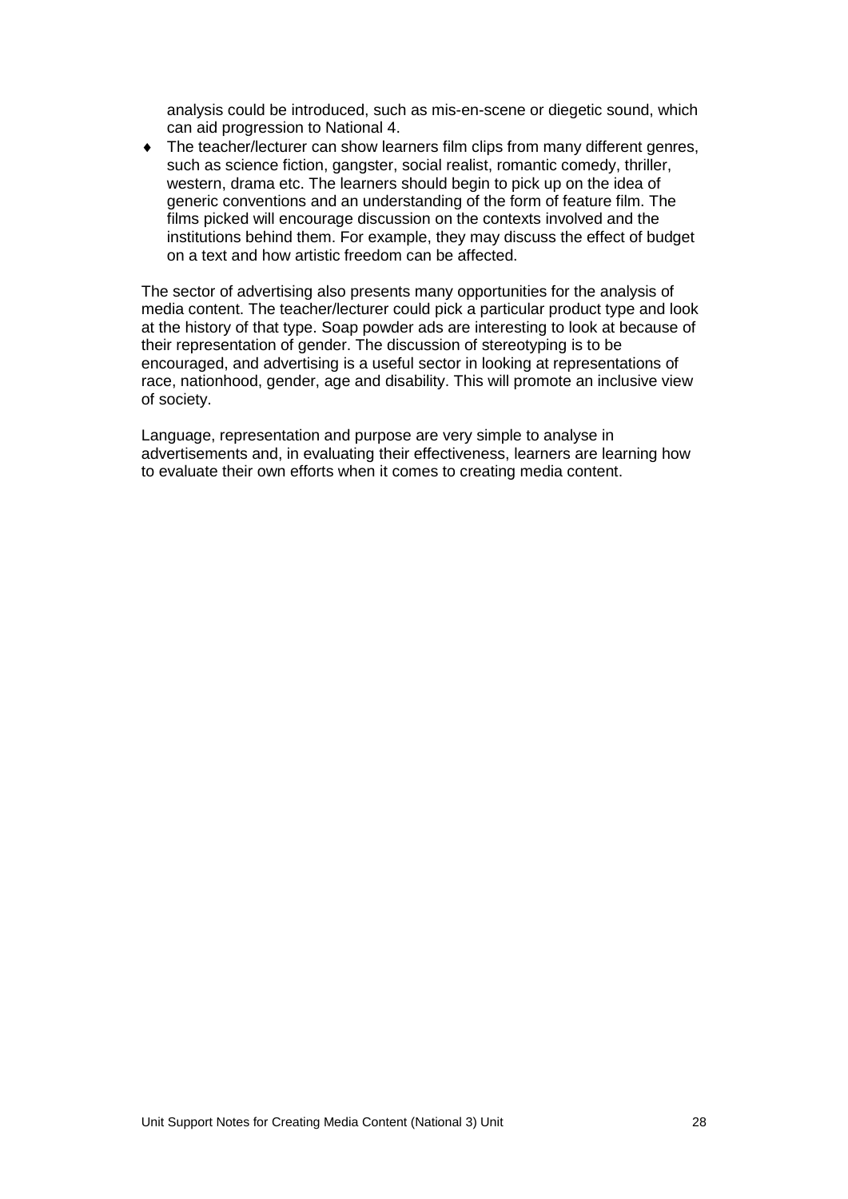analysis could be introduced, such as mis-en-scene or diegetic sound, which can aid progression to National 4.

- The teacher/lecturer can show learners film clips from many different genres, such as science fiction, gangster, social realist, romantic comedy, thriller, western, drama etc. The learners should begin to pick up on the idea of generic conventions and an understanding of the form of feature film. The films picked will encourage discussion on the contexts involved and the institutions behind them. For example, they may discuss the effect of budget on a text and how artistic freedom can be affected.

The sector of advertising also presents many opportunities for the analysis of media content. The teacher/lecturer could pick a particular product type and look at the history of that type. Soap powder ads are interesting to look at because of their representation of gender. The discussion of stereotyping is to be encouraged, and advertising is a useful sector in looking at representations of race, nationhood, gender, age and disability. This will promote an inclusive view of society.

Language, representation and purpose are very simple to analyse in advertisements and, in evaluating their effectiveness, learners are learning how to evaluate their own efforts when it comes to creating media content.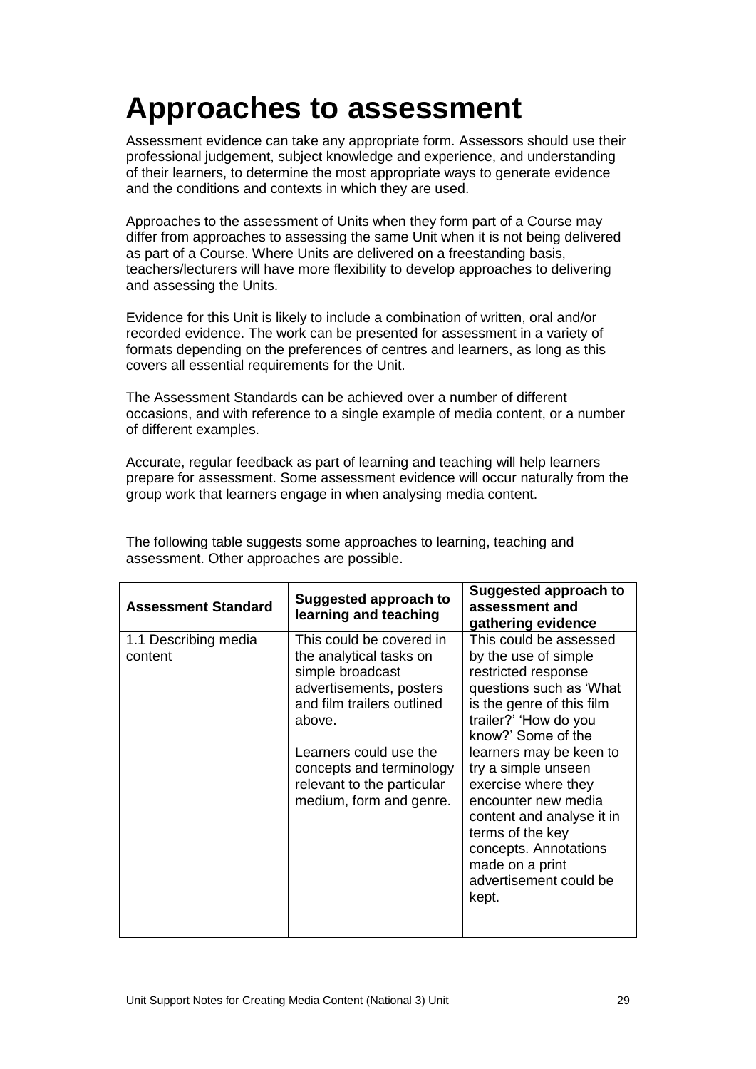# Approaches to assessment

Assessment evidence can take any appropriate form. Assessors should use their professional judgement, subject knowledge and experience, and understanding of their learners, to determine the most appropriate ways to generate evidence and the conditions and contexts in which they are used.

Approaches to the assessment of Units when they form part of a Course may differ from approaches to assessing the same Unit when it is not being delivered as part of a Course. Where Units are delivered on a freestanding basis, teachers/lecturers will have more flexibility to develop approaches to delivering and assessing the Units.

Evidence for this Unit is likely to include a combination of written, oral and/or recorded evidence. The work can be presented for assessment in a variety of formats depending on the preferences of centres and learners, as long as this covers all essential requirements for the Unit.

The Assessment Standards can be achieved over a number of different occasions, and with reference to a single example of media content, or a number of different examples.

Accurate, regular feedback as part of learning and teaching will help learners prepare for assessment. Some assessment evidence will occur naturally from the group work that learners engage in when analysing media content.

The following table suggests some approaches to learning, teaching and assessment. Other approaches are possible.

| Assessment Standard | Suggested approach to learning and teaching | Suggested approach to assessment and gathering evidence |
|---|---|---|
| 1.1 Describing media content | This could be covered in the analytical tasks on simple broadcast advertisements, posters and film trailers outlined above.<br><br>Learners could use the concepts and terminology relevant to the particular medium, form and genre. | This could be assessed by the use of simple restricted response questions such as 'What is the genre of this film trailer?' 'How do you know?' Some of the learners may be keen to try a simple unseen exercise where they encounter new media content and analyse it in terms of the key concepts. Annotations made on a print advertisement could be kept. |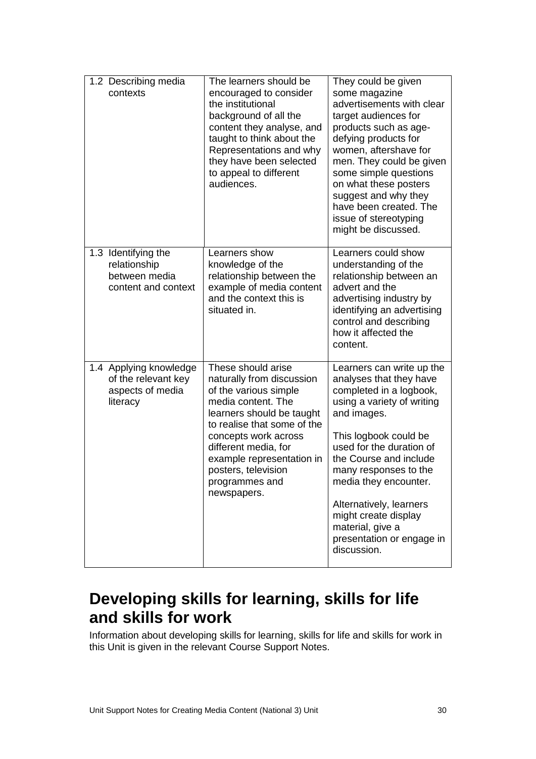| | | |
|---|---|---|
| 1.2 Describing media contexts | The learners should be encouraged to consider the institutional background of all the content they analyse, and taught to think about the Representations and why they have been selected to appeal to different audiences. | They could be given some magazine advertisements with clear target audiences for products such as age-defying products for women, aftershave for men. They could be given some simple questions on what these posters suggest and why they have been created. The issue of stereotyping might be discussed. |
| 1.3 Identifying the relationship between media content and context | Learners show knowledge of the relationship between the example of media content and the context this is situated in. | Learners could show understanding of the relationship between an advert and the advertising industry by identifying an advertising control and describing how it affected the content. |
| 1.4 Applying knowledge of the relevant key aspects of media literacy | These should arise naturally from discussion of the various simple media content. The learners should be taught to realise that some of the concepts work across different media, for example representation in posters, television programmes and newspapers. | Learners can write up the analyses that they have completed in a logbook, using a variety of writing and images.<br><br>This logbook could be used for the duration of the Course and include many responses to the media they encounter.<br><br>Alternatively, learners might create display material, give a presentation or engage in discussion. |

## Developing skills for learning, skills for life and skills for work

Information about developing skills for learning, skills for life and skills for work in this Unit is given in the relevant Course Support Notes.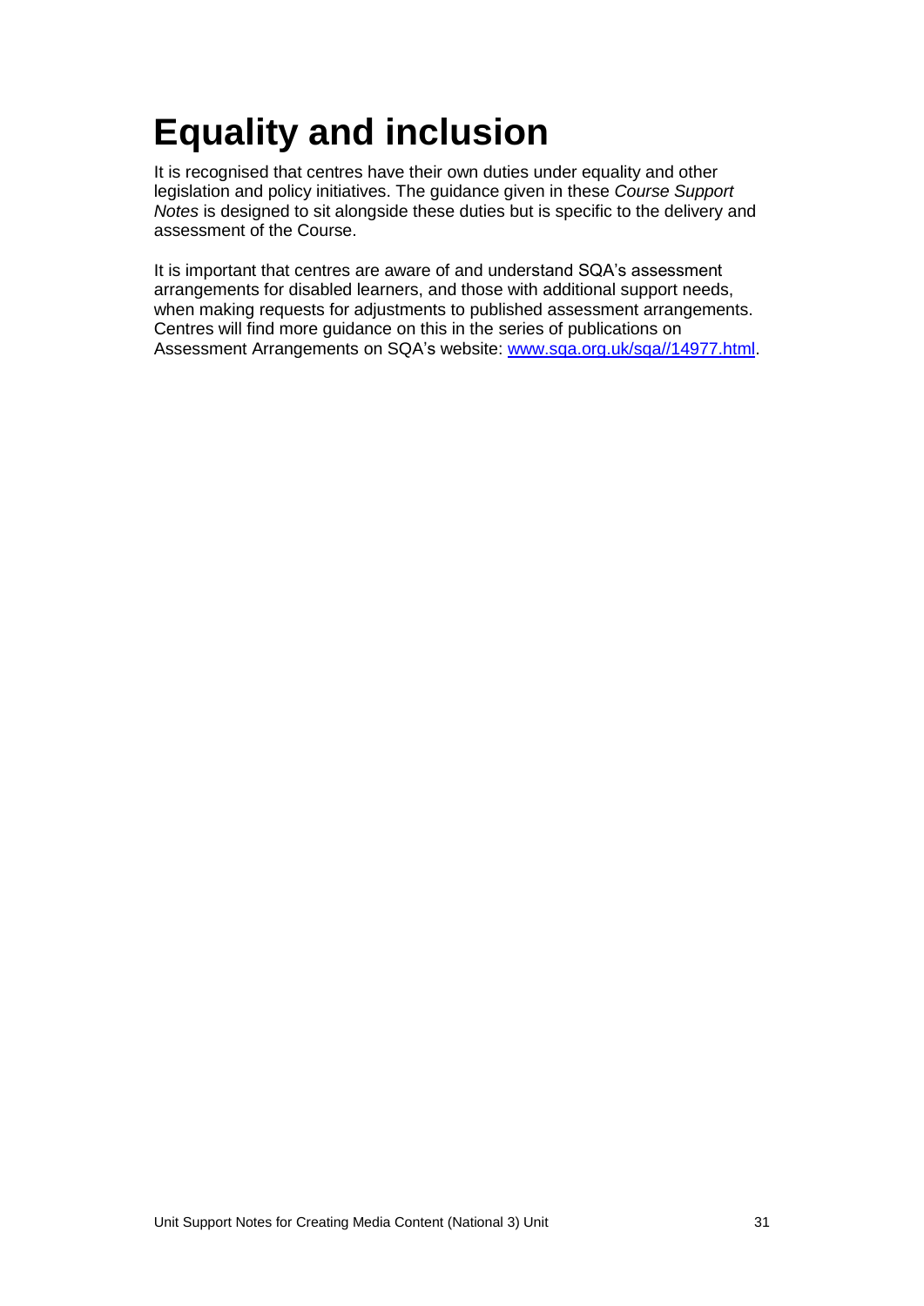# Equality and inclusion

It is recognised that centres have their own duties under equality and other legislation and policy initiatives. The guidance given in these *Course Support Notes* is designed to sit alongside these duties but is specific to the delivery and assessment of the Course.

It is important that centres are aware of and understand SQA's assessment arrangements for disabled learners, and those with additional support needs, when making requests for adjustments to published assessment arrangements. Centres will find more guidance on this in the series of publications on Assessment Arrangements on SQA's website: [www.sqa.org.uk/sqa//14977.html](http://www.sqa.org.uk/sqa//14977.html).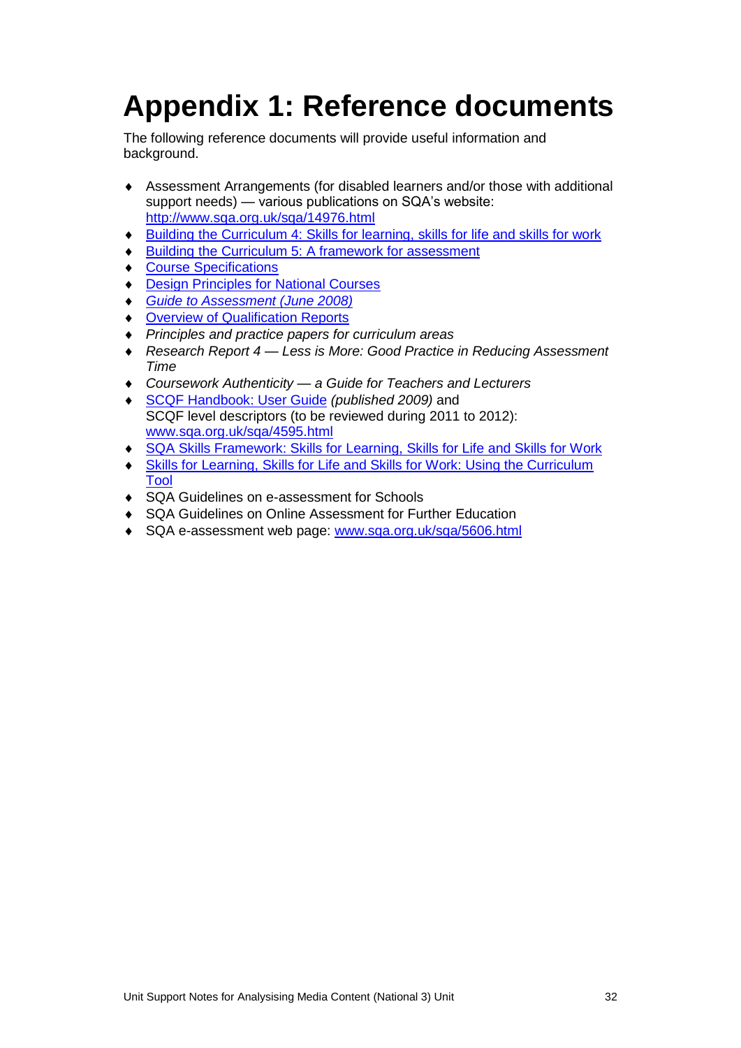# Appendix 1: Reference documents

The following reference documents will provide useful information and background.

- Assessment Arrangements (for disabled learners and/or those with additional support needs) — various publications on SQA's website: http://www.sqa.org.uk/sqa/14976.html
- Building the Curriculum 4: Skills for learning, skills for life and skills for work
- Building the Curriculum 5: A framework for assessment
- Course Specifications
- Design Principles for National Courses
- *Guide to Assessment (June 2008)*
- Overview of Qualification Reports
- *Principles and practice papers for curriculum areas*
- *Research Report 4 — Less is More: Good Practice in Reducing Assessment Time*
- *Coursework Authenticity — a Guide for Teachers and Lecturers*
- SCQF Handbook: User Guide *(published 2009)* and SCQF level descriptors (to be reviewed during 2011 to 2012): www.sqa.org.uk/sqa/4595.html
- SQA Skills Framework: Skills for Learning, Skills for Life and Skills for Work
- Skills for Learning, Skills for Life and Skills for Work: Using the Curriculum Tool
- SQA Guidelines on e-assessment for Schools
- SQA Guidelines on Online Assessment for Further Education
- SQA e-assessment web page: www.sqa.org.uk/sqa/5606.html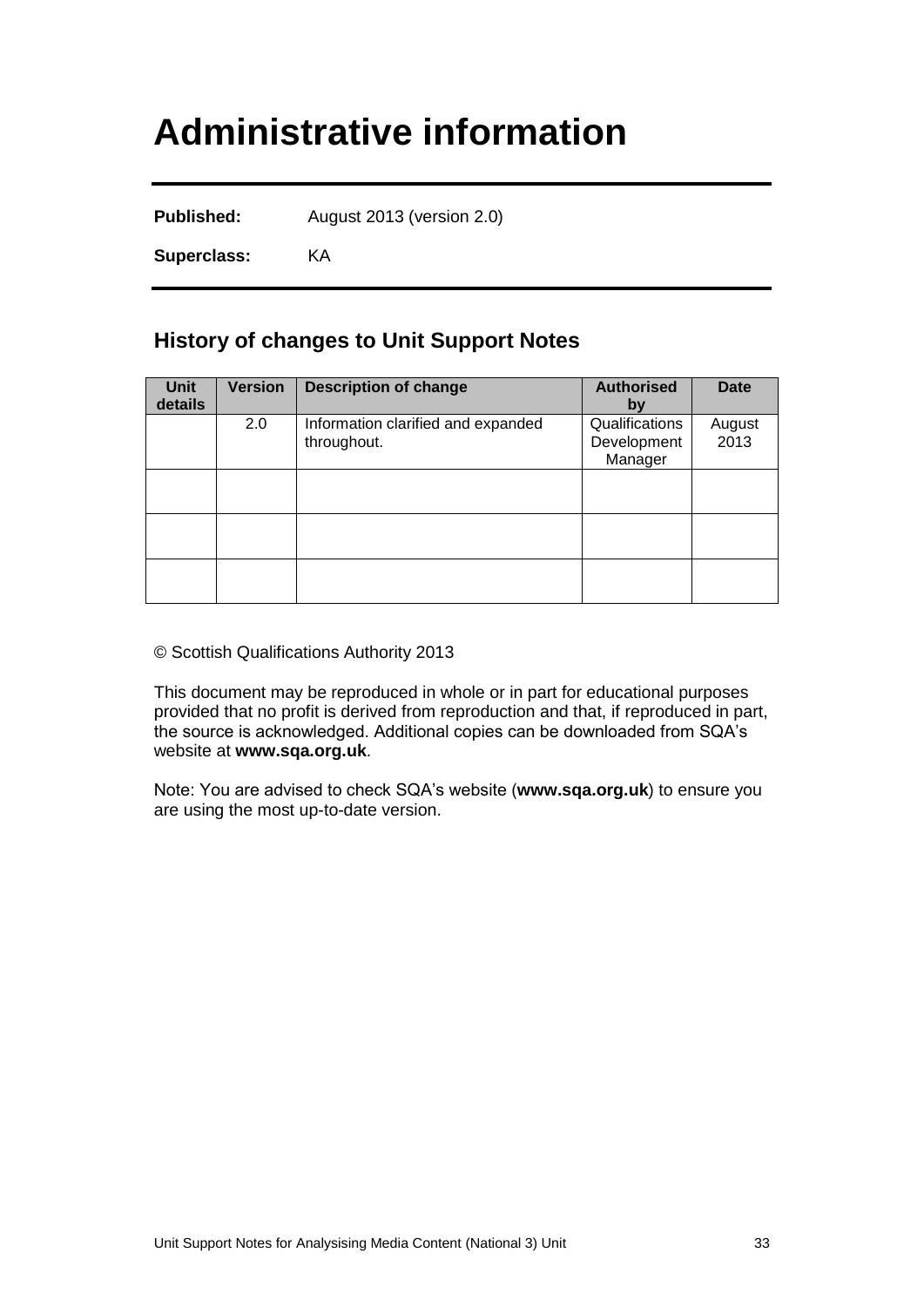# Administrative information

**Published:** August 2013 (version 2.0)

**Superclass:** KA

## History of changes to Unit Support Notes

| Unit details | Version | Description of change | Authorised by | Date |
|---|---|---|---|---|
| | 2.0 | Information clarified and expanded throughout. | Qualifications Development Manager | August 2013 |
| | | | | |
| | | | | |
| | | | | |

© Scottish Qualifications Authority 2013

This document may be reproduced in whole or in part for educational purposes provided that no profit is derived from reproduction and that, if reproduced in part, the source is acknowledged. Additional copies can be downloaded from SQA's website at **www.sqa.org.uk**.

Note: You are advised to check SQA's website (**www.sqa.org.uk**) to ensure you are using the most up-to-date version.